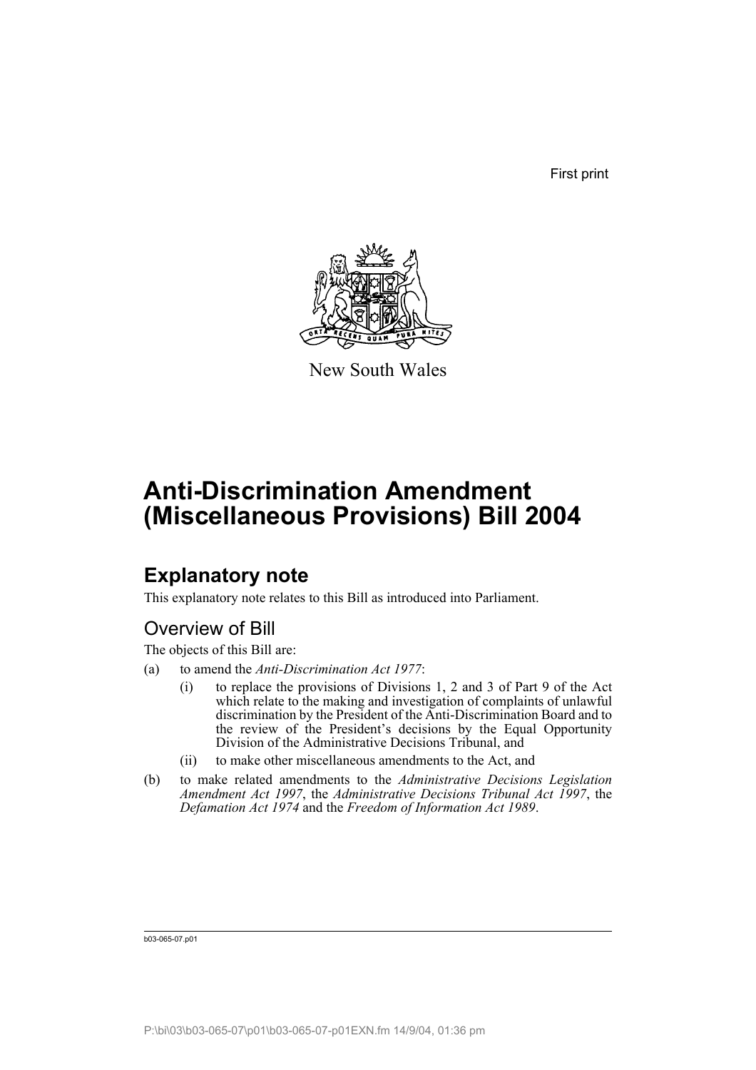First print

New South Wales

# Anti-Discrimination Amendment (Miscellaneous Provisions) Bill 2004

## Explanatory note

This explanatory note relates to this Bill as introduced into Parliament.

### Overview of Bill

The objects of this Bill are:

(a) to amend the *Anti-Discrimination Act 1977*:

- (i) to replace the provisions of Divisions 1, 2 and 3 of Part 9 of the Act which relate to the making and investigation of complaints of unlawful discrimination by the President of the Anti-Discrimination Board and to the review of the President's decisions by the Equal Opportunity Division of the Administrative Decisions Tribunal, and
- (ii) to make other miscellaneous amendments to the Act, and

(b) to make related amendments to the *Administrative Decisions Legislation Amendment Act 1997*, the *Administrative Decisions Tribunal Act 1997*, the *Defamation Act 1974* and the *Freedom of Information Act 1989*.

b03-065-07.p01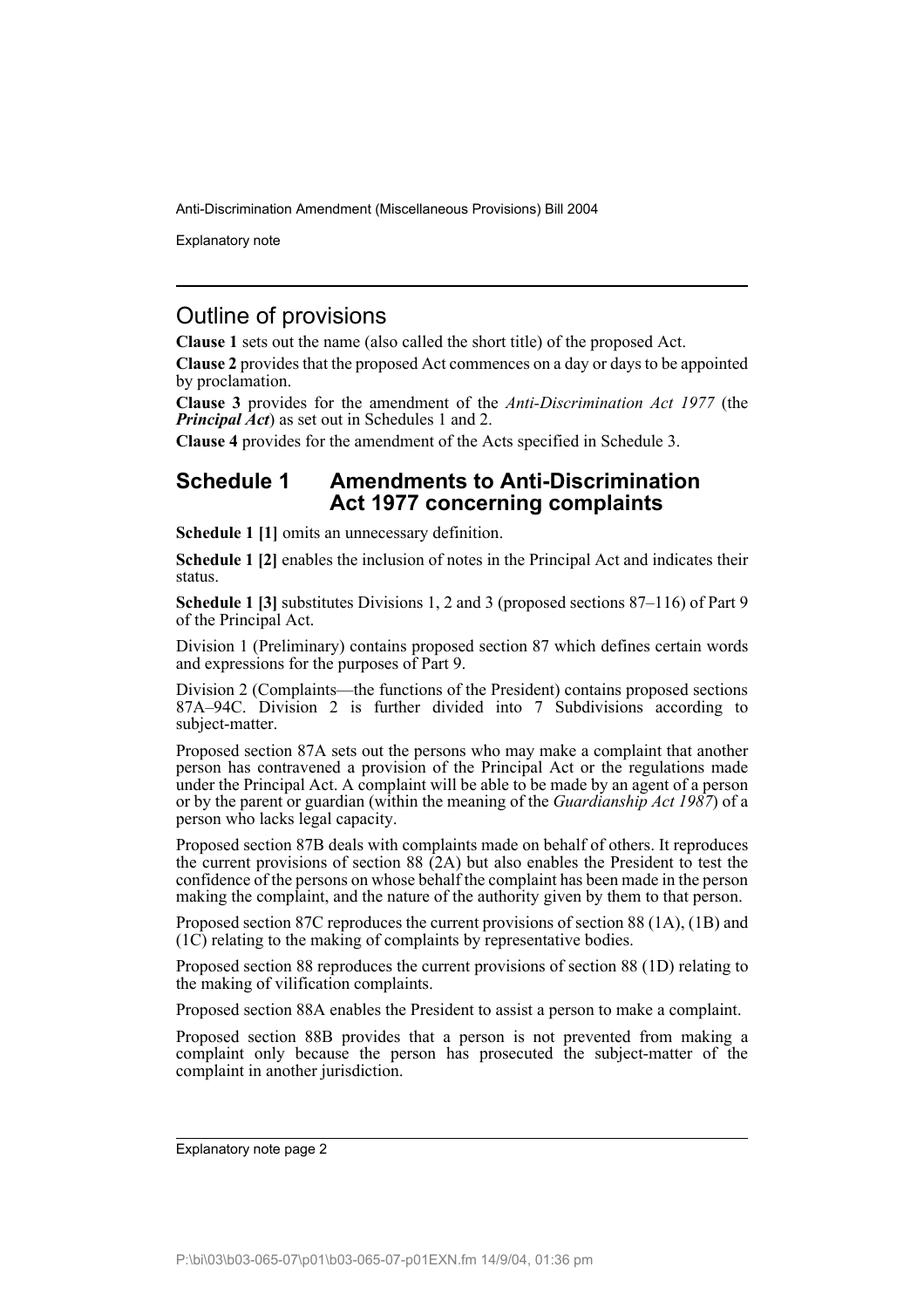## Outline of provisions

**Clause 1** sets out the name (also called the short title) of the proposed Act.

**Clause 2** provides that the proposed Act commences on a day or days to be appointed by proclamation.

**Clause 3** provides for the amendment of the *Anti-Discrimination Act 1977* (the ***Principal Act***) as set out in Schedules 1 and 2.

**Clause 4** provides for the amendment of the Acts specified in Schedule 3.

## Schedule 1 Amendments to Anti-Discrimination Act 1977 concerning complaints

**Schedule 1 [1]** omits an unnecessary definition.

**Schedule 1 [2]** enables the inclusion of notes in the Principal Act and indicates their status.

**Schedule 1 [3]** substitutes Divisions 1, 2 and 3 (proposed sections 87–116) of Part 9 of the Principal Act.

Division 1 (Preliminary) contains proposed section 87 which defines certain words and expressions for the purposes of Part 9.

Division 2 (Complaints—the functions of the President) contains proposed sections 87A–94C. Division 2 is further divided into 7 Subdivisions according to subject-matter.

Proposed section 87A sets out the persons who may make a complaint that another person has contravened a provision of the Principal Act or the regulations made under the Principal Act. A complaint will be able to be made by an agent of a person or by the parent or guardian (within the meaning of the *Guardianship Act 1987*) of a person who lacks legal capacity.

Proposed section 87B deals with complaints made on behalf of others. It reproduces the current provisions of section 88 (2A) but also enables the President to test the confidence of the persons on whose behalf the complaint has been made in the person making the complaint, and the nature of the authority given by them to that person.

Proposed section 87C reproduces the current provisions of section 88 (1A), (1B) and (1C) relating to the making of complaints by representative bodies.

Proposed section 88 reproduces the current provisions of section 88 (1D) relating to the making of vilification complaints.

Proposed section 88A enables the President to assist a person to make a complaint.

Proposed section 88B provides that a person is not prevented from making a complaint only because the person has prosecuted the subject-matter of the complaint in another jurisdiction.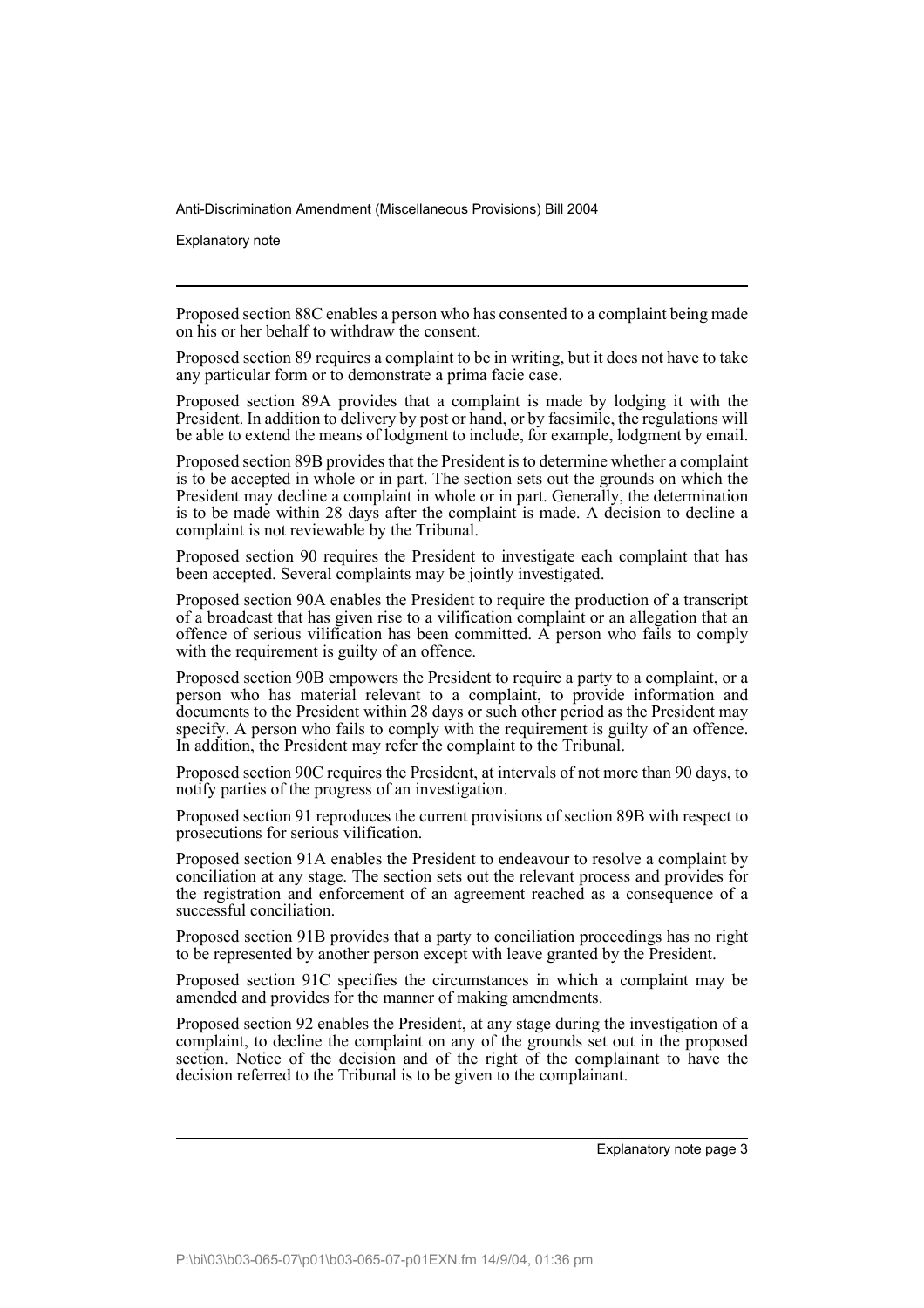Proposed section 88C enables a person who has consented to a complaint being made on his or her behalf to withdraw the consent.

Proposed section 89 requires a complaint to be in writing, but it does not have to take any particular form or to demonstrate a prima facie case.

Proposed section 89A provides that a complaint is made by lodging it with the President. In addition to delivery by post or hand, or by facsimile, the regulations will be able to extend the means of lodgment to include, for example, lodgment by email.

Proposed section 89B provides that the President is to determine whether a complaint is to be accepted in whole or in part. The section sets out the grounds on which the President may decline a complaint in whole or in part. Generally, the determination is to be made within 28 days after the complaint is made. A decision to decline a complaint is not reviewable by the Tribunal.

Proposed section 90 requires the President to investigate each complaint that has been accepted. Several complaints may be jointly investigated.

Proposed section 90A enables the President to require the production of a transcript of a broadcast that has given rise to a vilification complaint or an allegation that an offence of serious vilification has been committed. A person who fails to comply with the requirement is guilty of an offence.

Proposed section 90B empowers the President to require a party to a complaint, or a person who has material relevant to a complaint, to provide information and documents to the President within 28 days or such other period as the President may specify. A person who fails to comply with the requirement is guilty of an offence. In addition, the President may refer the complaint to the Tribunal.

Proposed section 90C requires the President, at intervals of not more than 90 days, to notify parties of the progress of an investigation.

Proposed section 91 reproduces the current provisions of section 89B with respect to prosecutions for serious vilification.

Proposed section 91A enables the President to endeavour to resolve a complaint by conciliation at any stage. The section sets out the relevant process and provides for the registration and enforcement of an agreement reached as a consequence of a successful conciliation.

Proposed section 91B provides that a party to conciliation proceedings has no right to be represented by another person except with leave granted by the President.

Proposed section 91C specifies the circumstances in which a complaint may be amended and provides for the manner of making amendments.

Proposed section 92 enables the President, at any stage during the investigation of a complaint, to decline the complaint on any of the grounds set out in the proposed section. Notice of the decision and of the right of the complainant to have the decision referred to the Tribunal is to be given to the complainant.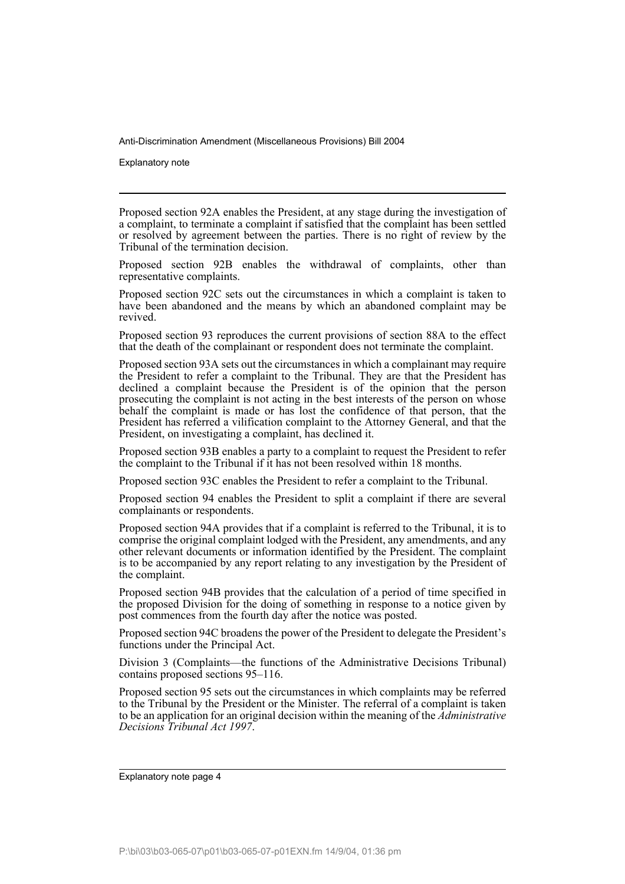Proposed section 92A enables the President, at any stage during the investigation of a complaint, to terminate a complaint if satisfied that the complaint has been settled or resolved by agreement between the parties. There is no right of review by the Tribunal of the termination decision.

Proposed section 92B enables the withdrawal of complaints, other than representative complaints.

Proposed section 92C sets out the circumstances in which a complaint is taken to have been abandoned and the means by which an abandoned complaint may be revived.

Proposed section 93 reproduces the current provisions of section 88A to the effect that the death of the complainant or respondent does not terminate the complaint.

Proposed section 93A sets out the circumstances in which a complainant may require the President to refer a complaint to the Tribunal. They are that the President has declined a complaint because the President is of the opinion that the person prosecuting the complaint is not acting in the best interests of the person on whose behalf the complaint is made or has lost the confidence of that person, that the President has referred a vilification complaint to the Attorney General, and that the President, on investigating a complaint, has declined it.

Proposed section 93B enables a party to a complaint to request the President to refer the complaint to the Tribunal if it has not been resolved within 18 months.

Proposed section 93C enables the President to refer a complaint to the Tribunal.

Proposed section 94 enables the President to split a complaint if there are several complainants or respondents.

Proposed section 94A provides that if a complaint is referred to the Tribunal, it is to comprise the original complaint lodged with the President, any amendments, and any other relevant documents or information identified by the President. The complaint is to be accompanied by any report relating to any investigation by the President of the complaint.

Proposed section 94B provides that the calculation of a period of time specified in the proposed Division for the doing of something in response to a notice given by post commences from the fourth day after the notice was posted.

Proposed section 94C broadens the power of the President to delegate the President's functions under the Principal Act.

Division 3 (Complaints—the functions of the Administrative Decisions Tribunal) contains proposed sections 95–116.

Proposed section 95 sets out the circumstances in which complaints may be referred to the Tribunal by the President or the Minister. The referral of a complaint is taken to be an application for an original decision within the meaning of the *Administrative Decisions Tribunal Act 1997*.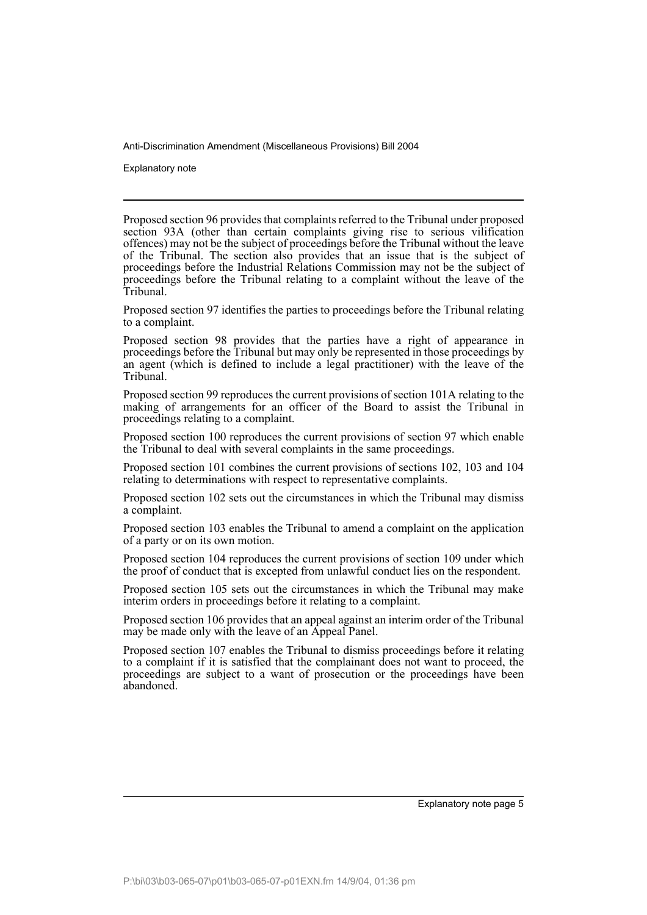Proposed section 96 provides that complaints referred to the Tribunal under proposed section 93A (other than certain complaints giving rise to serious vilification offences) may not be the subject of proceedings before the Tribunal without the leave of the Tribunal. The section also provides that an issue that is the subject of proceedings before the Industrial Relations Commission may not be the subject of proceedings before the Tribunal relating to a complaint without the leave of the Tribunal.

Proposed section 97 identifies the parties to proceedings before the Tribunal relating to a complaint.

Proposed section 98 provides that the parties have a right of appearance in proceedings before the Tribunal but may only be represented in those proceedings by an agent (which is defined to include a legal practitioner) with the leave of the Tribunal.

Proposed section 99 reproduces the current provisions of section 101A relating to the making of arrangements for an officer of the Board to assist the Tribunal in proceedings relating to a complaint.

Proposed section 100 reproduces the current provisions of section 97 which enable the Tribunal to deal with several complaints in the same proceedings.

Proposed section 101 combines the current provisions of sections 102, 103 and 104 relating to determinations with respect to representative complaints.

Proposed section 102 sets out the circumstances in which the Tribunal may dismiss a complaint.

Proposed section 103 enables the Tribunal to amend a complaint on the application of a party or on its own motion.

Proposed section 104 reproduces the current provisions of section 109 under which the proof of conduct that is excepted from unlawful conduct lies on the respondent.

Proposed section 105 sets out the circumstances in which the Tribunal may make interim orders in proceedings before it relating to a complaint.

Proposed section 106 provides that an appeal against an interim order of the Tribunal may be made only with the leave of an Appeal Panel.

Proposed section 107 enables the Tribunal to dismiss proceedings before it relating to a complaint if it is satisfied that the complainant does not want to proceed, the proceedings are subject to a want of prosecution or the proceedings have been abandoned.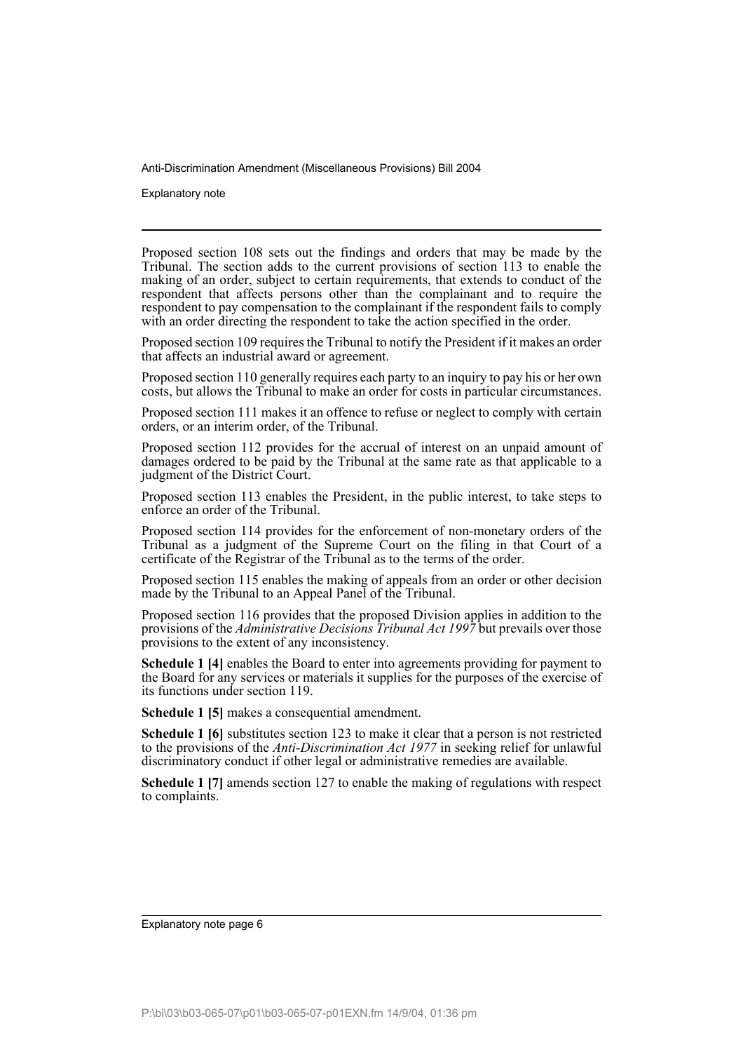Proposed section 108 sets out the findings and orders that may be made by the Tribunal. The section adds to the current provisions of section 113 to enable the making of an order, subject to certain requirements, that extends to conduct of the respondent that affects persons other than the complainant and to require the respondent to pay compensation to the complainant if the respondent fails to comply with an order directing the respondent to take the action specified in the order.

Proposed section 109 requires the Tribunal to notify the President if it makes an order that affects an industrial award or agreement.

Proposed section 110 generally requires each party to an inquiry to pay his or her own costs, but allows the Tribunal to make an order for costs in particular circumstances.

Proposed section 111 makes it an offence to refuse or neglect to comply with certain orders, or an interim order, of the Tribunal.

Proposed section 112 provides for the accrual of interest on an unpaid amount of damages ordered to be paid by the Tribunal at the same rate as that applicable to a judgment of the District Court.

Proposed section 113 enables the President, in the public interest, to take steps to enforce an order of the Tribunal.

Proposed section 114 provides for the enforcement of non-monetary orders of the Tribunal as a judgment of the Supreme Court on the filing in that Court of a certificate of the Registrar of the Tribunal as to the terms of the order.

Proposed section 115 enables the making of appeals from an order or other decision made by the Tribunal to an Appeal Panel of the Tribunal.

Proposed section 116 provides that the proposed Division applies in addition to the provisions of the *Administrative Decisions Tribunal Act 1997* but prevails over those provisions to the extent of any inconsistency.

**Schedule 1 [4]** enables the Board to enter into agreements providing for payment to the Board for any services or materials it supplies for the purposes of the exercise of its functions under section 119.

**Schedule 1 [5]** makes a consequential amendment.

**Schedule 1 [6]** substitutes section 123 to make it clear that a person is not restricted to the provisions of the *Anti-Discrimination Act 1977* in seeking relief for unlawful discriminatory conduct if other legal or administrative remedies are available.

**Schedule 1 [7]** amends section 127 to enable the making of regulations with respect to complaints.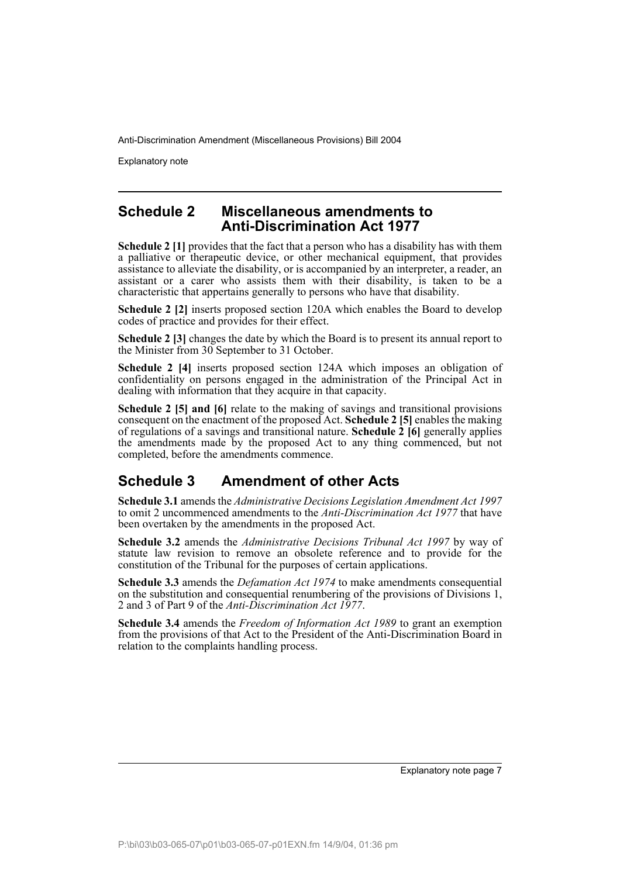## Schedule 2 Miscellaneous amendments to Anti-Discrimination Act 1977

**Schedule 2 [1]** provides that the fact that a person who has a disability has with them a palliative or therapeutic device, or other mechanical equipment, that provides assistance to alleviate the disability, or is accompanied by an interpreter, a reader, an assistant or a carer who assists them with their disability, is taken to be a characteristic that appertains generally to persons who have that disability.

**Schedule 2 [2]** inserts proposed section 120A which enables the Board to develop codes of practice and provides for their effect.

**Schedule 2 [3]** changes the date by which the Board is to present its annual report to the Minister from 30 September to 31 October.

**Schedule 2 [4]** inserts proposed section 124A which imposes an obligation of confidentiality on persons engaged in the administration of the Principal Act in dealing with information that they acquire in that capacity.

**Schedule 2 [5] and [6]** relate to the making of savings and transitional provisions consequent on the enactment of the proposed Act. **Schedule 2 [5]** enables the making of regulations of a savings and transitional nature. **Schedule 2 [6]** generally applies the amendments made by the proposed Act to any thing commenced, but not completed, before the amendments commence.

## Schedule 3 Amendment of other Acts

**Schedule 3.1** amends the *Administrative Decisions Legislation Amendment Act 1997* to omit 2 uncommenced amendments to the *Anti-Discrimination Act 1977* that have been overtaken by the amendments in the proposed Act.

**Schedule 3.2** amends the *Administrative Decisions Tribunal Act 1997* by way of statute law revision to remove an obsolete reference and to provide for the constitution of the Tribunal for the purposes of certain applications.

**Schedule 3.3** amends the *Defamation Act 1974* to make amendments consequential on the substitution and consequential renumbering of the provisions of Divisions 1, 2 and 3 of Part 9 of the *Anti-Discrimination Act 1977*.

**Schedule 3.4** amends the *Freedom of Information Act 1989* to grant an exemption from the provisions of that Act to the President of the Anti-Discrimination Board in relation to the complaints handling process.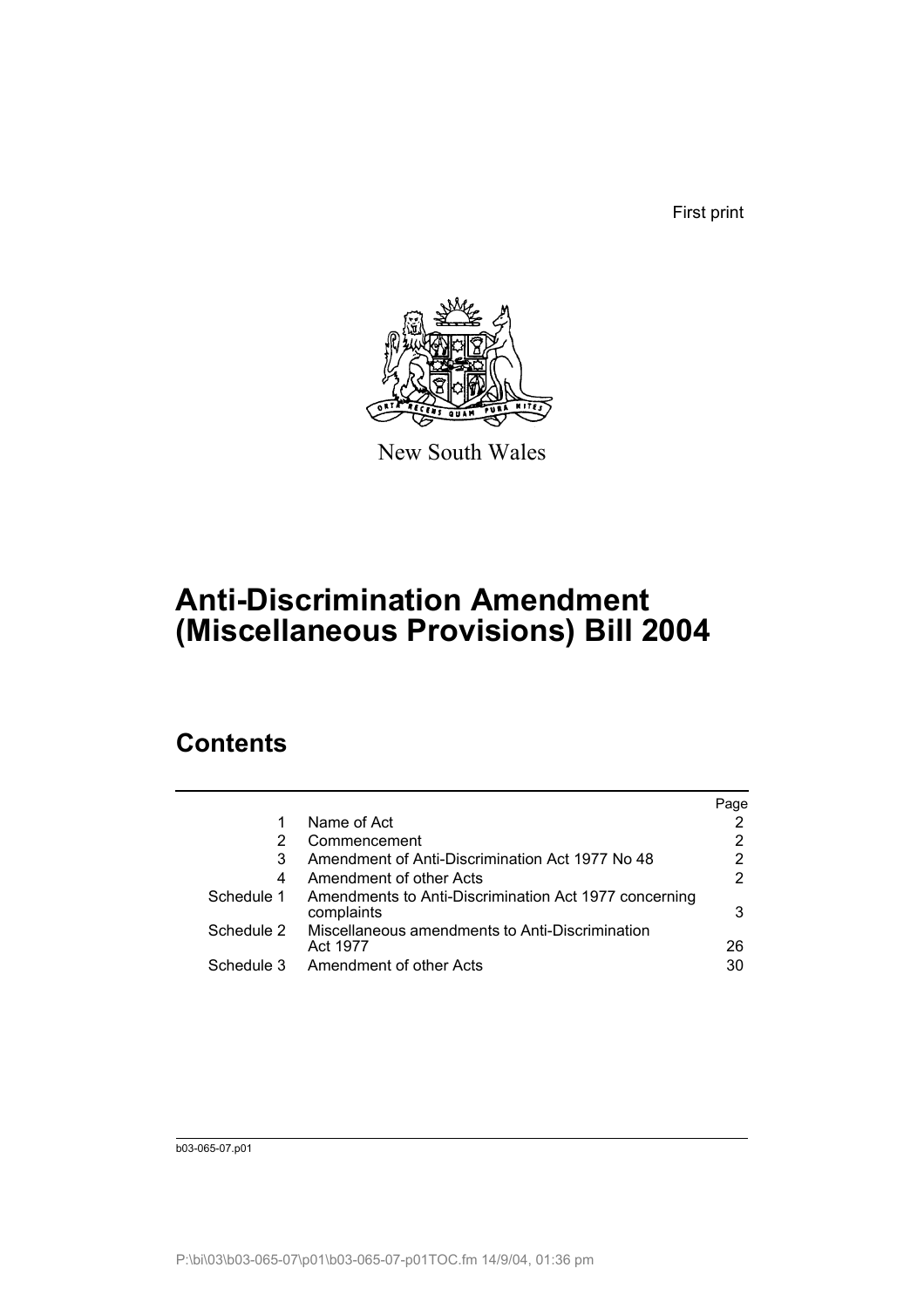First print

New South Wales

# Anti-Discrimination Amendment (Miscellaneous Provisions) Bill 2004

## Contents

| | | Page |
|---|---|---|
| 1 | Name of Act | 2 |
| 2 | Commencement | 2 |
| 3 | Amendment of Anti-Discrimination Act 1977 No 48 | 2 |
| 4 | Amendment of other Acts | 2 |
| Schedule 1 | Amendments to Anti-Discrimination Act 1977 concerning complaints | 3 |
| Schedule 2 | Miscellaneous amendments to Anti-Discrimination Act 1977 | 26 |
| Schedule 3 | Amendment of other Acts | 30 |

b03-065-07.p01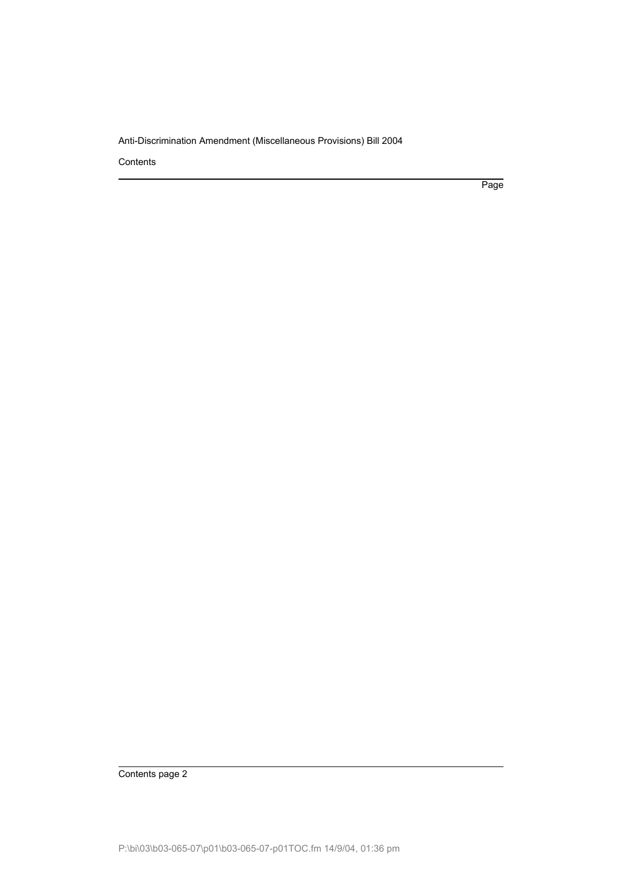Contents

Page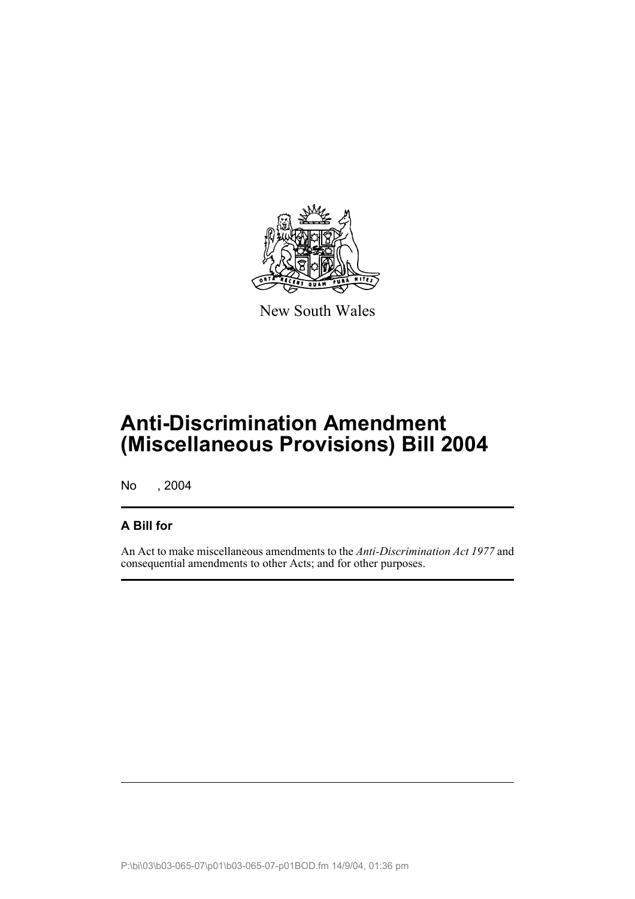New South Wales

# Anti-Discrimination Amendment (Miscellaneous Provisions) Bill 2004

No , 2004

## A Bill for

An Act to make miscellaneous amendments to the *Anti-Discrimination Act 1977* and consequential amendments to other Acts; and for other purposes.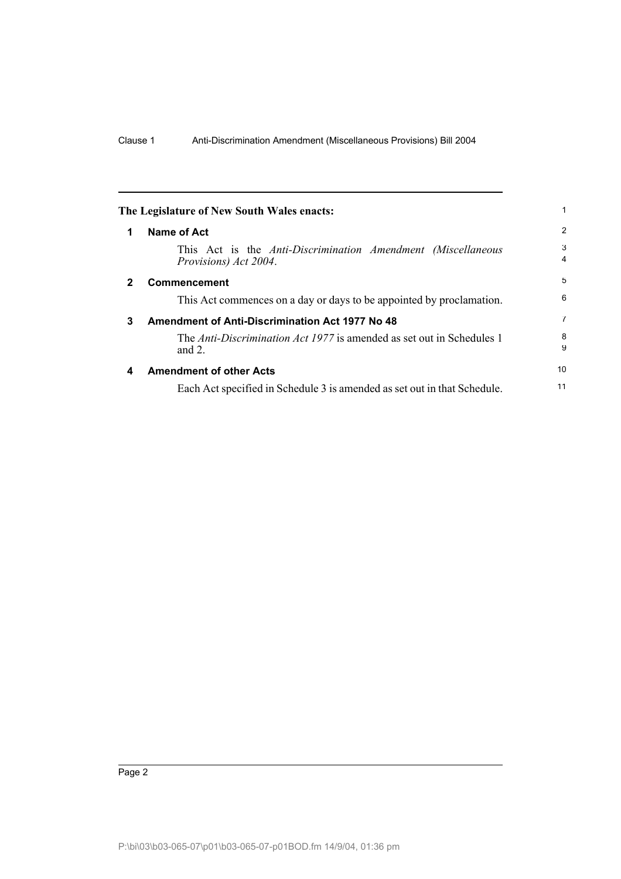**The Legislature of New South Wales enacts:**

## 1 Name of Act

This Act is the *Anti-Discrimination Amendment (Miscellaneous Provisions) Act 2004*.

## 2 Commencement

This Act commences on a day or days to be appointed by proclamation.

## 3 Amendment of Anti-Discrimination Act 1977 No 48

The *Anti-Discrimination Act 1977* is amended as set out in Schedules 1 and 2.

## 4 Amendment of other Acts

Each Act specified in Schedule 3 is amended as set out in that Schedule.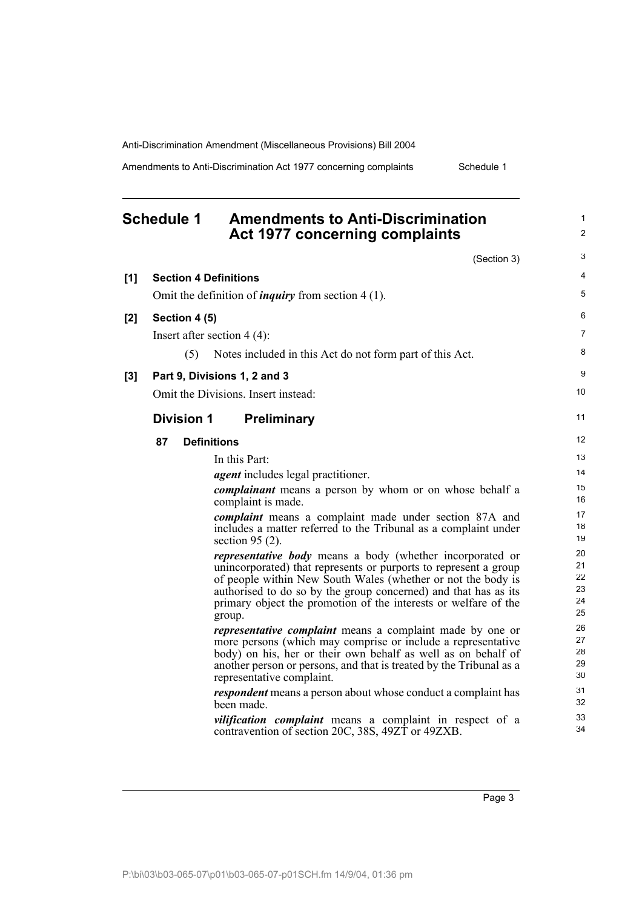## Schedule 1 Amendments to Anti-Discrimination Act 1977 concerning complaints

(Section 3)

**[1] Section 4 Definitions**

Omit the definition of ***inquiry*** from section 4 (1).

**[2] Section 4 (5)**

Insert after section 4 (4):

(5) Notes included in this Act do not form part of this Act.

**[3] Part 9, Divisions 1, 2 and 3**

Omit the Divisions. Insert instead:

### Division 1 Preliminary

**87 Definitions**

In this Part:

***agent*** includes legal practitioner.

***complainant*** means a person by whom or on whose behalf a complaint is made.

***complaint*** means a complaint made under section 87A and includes a matter referred to the Tribunal as a complaint under section 95 (2).

***representative body*** means a body (whether incorporated or unincorporated) that represents or purports to represent a group of people within New South Wales (whether or not the body is authorised to do so by the group concerned) and that has as its primary object the promotion of the interests or welfare of the group.

***representative complaint*** means a complaint made by one or more persons (which may comprise or include a representative body) on his, her or their own behalf as well as on behalf of another person or persons, and that is treated by the Tribunal as a representative complaint.

***respondent*** means a person about whose conduct a complaint has been made.

***vilification complaint*** means a complaint in respect of a contravention of section 20C, 38S, 49ZT or 49ZXB.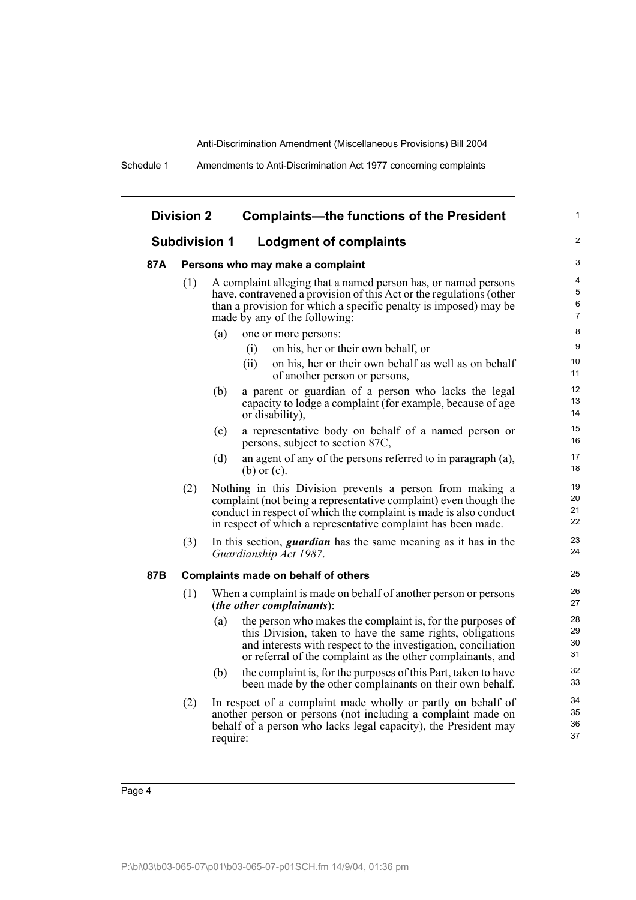## Division 2 Complaints—the functions of the President

### Subdivision 1 Lodgment of complaints

#### 87A Persons who may make a complaint

(1) A complaint alleging that a named person has, or named persons have, contravened a provision of this Act or the regulations (other than a provision for which a specific penalty is imposed) may be made by any of the following:

- (a) one or more persons:
  - (i) on his, her or their own behalf, or
  - (ii) on his, her or their own behalf as well as on behalf of another person or persons,
- (b) a parent or guardian of a person who lacks the legal capacity to lodge a complaint (for example, because of age or disability),
- (c) a representative body on behalf of a named person or persons, subject to section 87C,
- (d) an agent of any of the persons referred to in paragraph (a), (b) or (c).

(2) Nothing in this Division prevents a person from making a complaint (not being a representative complaint) even though the conduct in respect of which the complaint is made is also conduct in respect of which a representative complaint has been made.

(3) In this section, ***guardian*** has the same meaning as it has in the *Guardianship Act 1987*.

#### 87B Complaints made on behalf of others

(1) When a complaint is made on behalf of another person or persons (***the other complainants***):

- (a) the person who makes the complaint is, for the purposes of this Division, taken to have the same rights, obligations and interests with respect to the investigation, conciliation or referral of the complaint as the other complainants, and
- (b) the complaint is, for the purposes of this Part, taken to have been made by the other complainants on their own behalf.

(2) In respect of a complaint made wholly or partly on behalf of another person or persons (not including a complaint made on behalf of a person who lacks legal capacity), the President may require: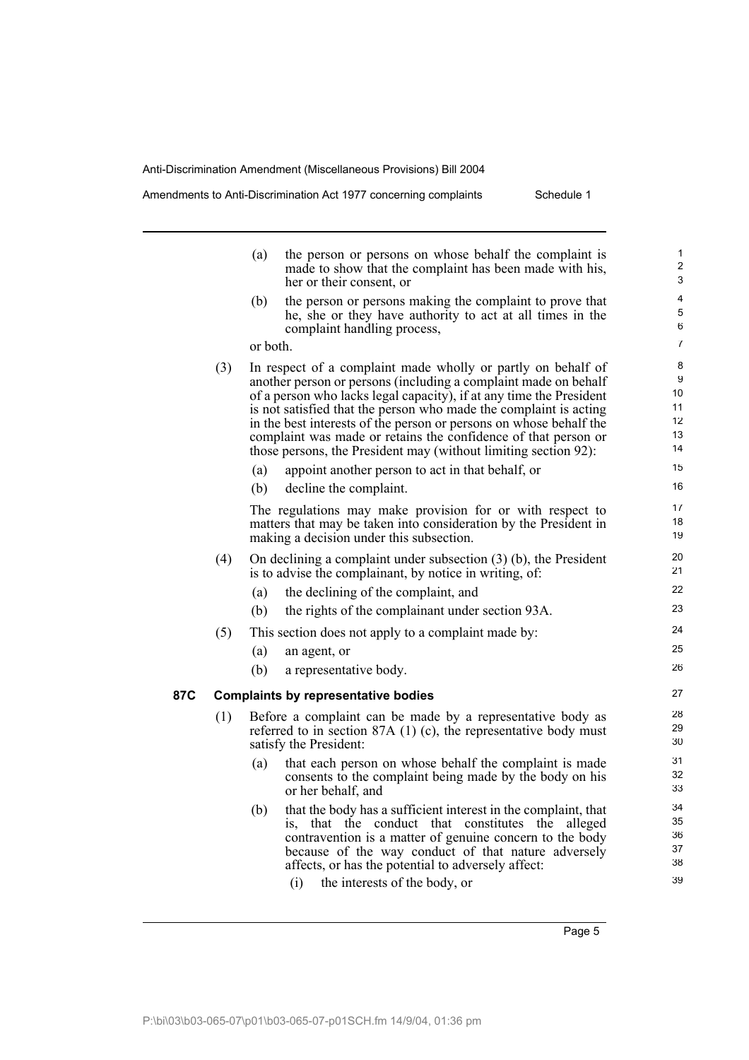(a) the person or persons on whose behalf the complaint is made to show that the complaint has been made with his, her or their consent, or

(b) the person or persons making the complaint to prove that he, she or they have authority to act at all times in the complaint handling process,

or both.

(3) In respect of a complaint made wholly or partly on behalf of another person or persons (including a complaint made on behalf of a person who lacks legal capacity), if at any time the President is not satisfied that the person who made the complaint is acting in the best interests of the person or persons on whose behalf the complaint was made or retains the confidence of that person or those persons, the President may (without limiting section 92):

(a) appoint another person to act in that behalf, or

(b) decline the complaint.

The regulations may make provision for or with respect to matters that may be taken into consideration by the President in making a decision under this subsection.

(4) On declining a complaint under subsection (3) (b), the President is to advise the complainant, by notice in writing, of:

(a) the declining of the complaint, and

(b) the rights of the complainant under section 93A.

(5) This section does not apply to a complaint made by:

(a) an agent, or

(b) a representative body.

### 87C Complaints by representative bodies

(1) Before a complaint can be made by a representative body as referred to in section 87A (1) (c), the representative body must satisfy the President:

(a) that each person on whose behalf the complaint is made consents to the complaint being made by the body on his or her behalf, and

(b) that the body has a sufficient interest in the complaint, that is, that the conduct that constitutes the alleged contravention is a matter of genuine concern to the body because of the way conduct of that nature adversely affects, or has the potential to adversely affect:

(i) the interests of the body, or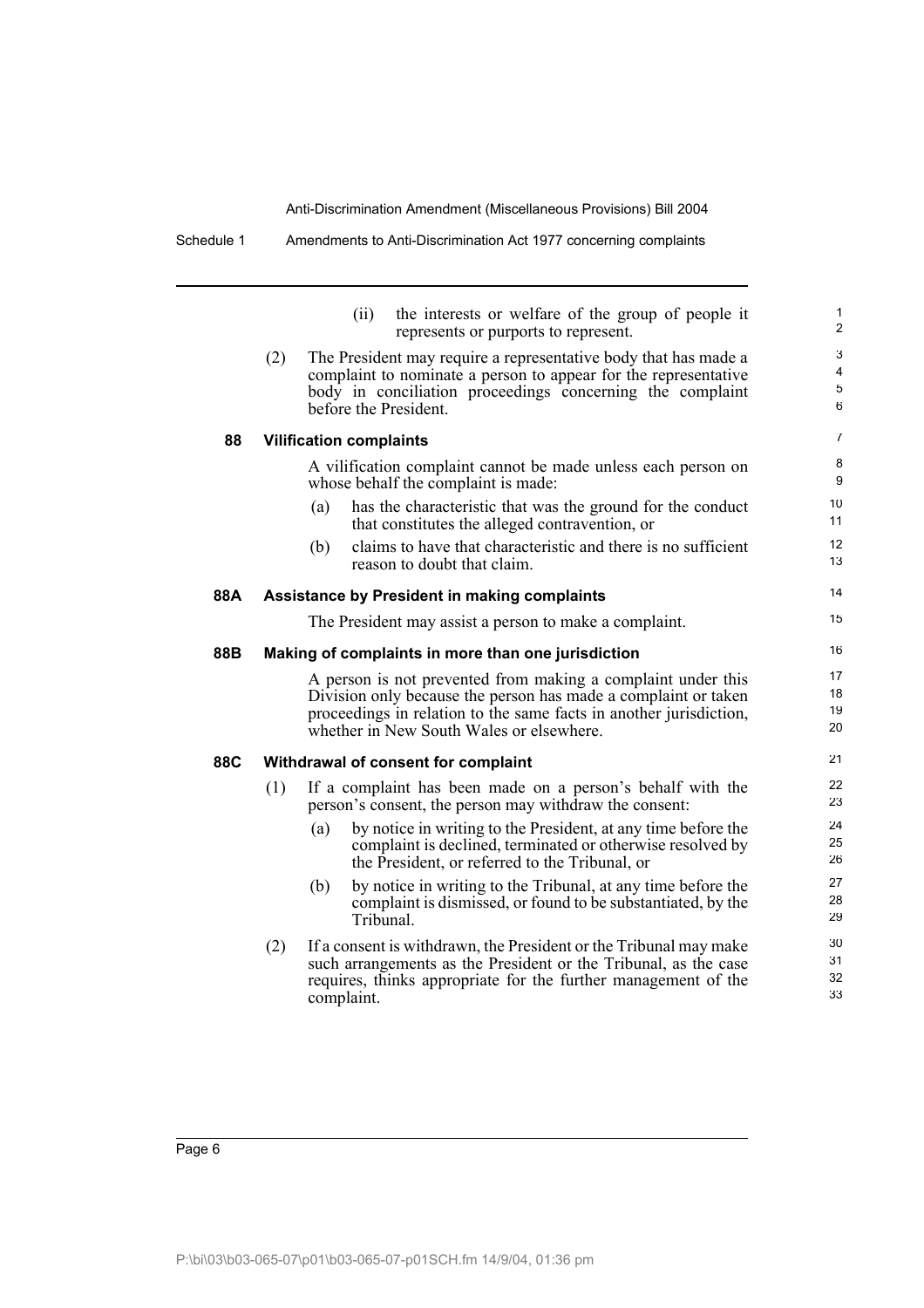(ii) the interests or welfare of the group of people it represents or purports to represent.

(2) The President may require a representative body that has made a complaint to nominate a person to appear for the representative body in conciliation proceedings concerning the complaint before the President.

**88 Vilification complaints**

A vilification complaint cannot be made unless each person on whose behalf the complaint is made:

(a) has the characteristic that was the ground for the conduct that constitutes the alleged contravention, or

(b) claims to have that characteristic and there is no sufficient reason to doubt that claim.

**88A Assistance by President in making complaints**

The President may assist a person to make a complaint.

**88B Making of complaints in more than one jurisdiction**

A person is not prevented from making a complaint under this Division only because the person has made a complaint or taken proceedings in relation to the same facts in another jurisdiction, whether in New South Wales or elsewhere.

**88C Withdrawal of consent for complaint**

(1) If a complaint has been made on a person's behalf with the person's consent, the person may withdraw the consent:

(a) by notice in writing to the President, at any time before the complaint is declined, terminated or otherwise resolved by the President, or referred to the Tribunal, or

(b) by notice in writing to the Tribunal, at any time before the complaint is dismissed, or found to be substantiated, by the Tribunal.

(2) If a consent is withdrawn, the President or the Tribunal may make such arrangements as the President or the Tribunal, as the case requires, thinks appropriate for the further management of the complaint.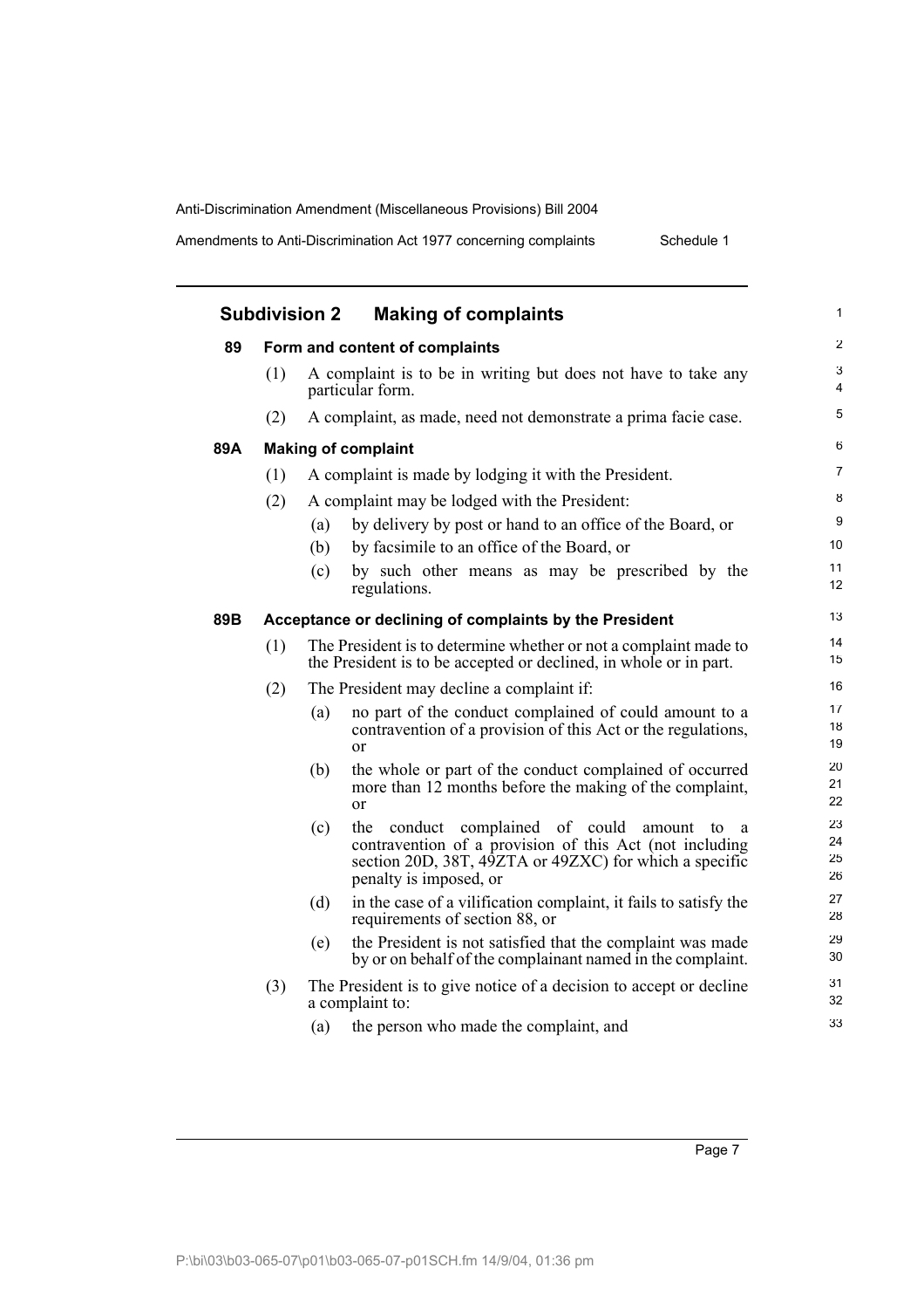## Subdivision 2 Making of complaints

### 89 Form and content of complaints

(1) A complaint is to be in writing but does not have to take any particular form.

(2) A complaint, as made, need not demonstrate a prima facie case.

### 89A Making of complaint

(1) A complaint is made by lodging it with the President.

(2) A complaint may be lodged with the President:

- (a) by delivery by post or hand to an office of the Board, or
- (b) by facsimile to an office of the Board, or
- (c) by such other means as may be prescribed by the regulations.

### 89B Acceptance or declining of complaints by the President

(1) The President is to determine whether or not a complaint made to the President is to be accepted or declined, in whole or in part.

(2) The President may decline a complaint if:

- (a) no part of the conduct complained of could amount to a contravention of a provision of this Act or the regulations, or
- (b) the whole or part of the conduct complained of occurred more than 12 months before the making of the complaint, or
- (c) the conduct complained of could amount to a contravention of a provision of this Act (not including section 20D, 38T, 49ZTA or 49ZXC) for which a specific penalty is imposed, or
- (d) in the case of a vilification complaint, it fails to satisfy the requirements of section 88, or
- (e) the President is not satisfied that the complaint was made by or on behalf of the complainant named in the complaint.

(3) The President is to give notice of a decision to accept or decline a complaint to:

- (a) the person who made the complaint, and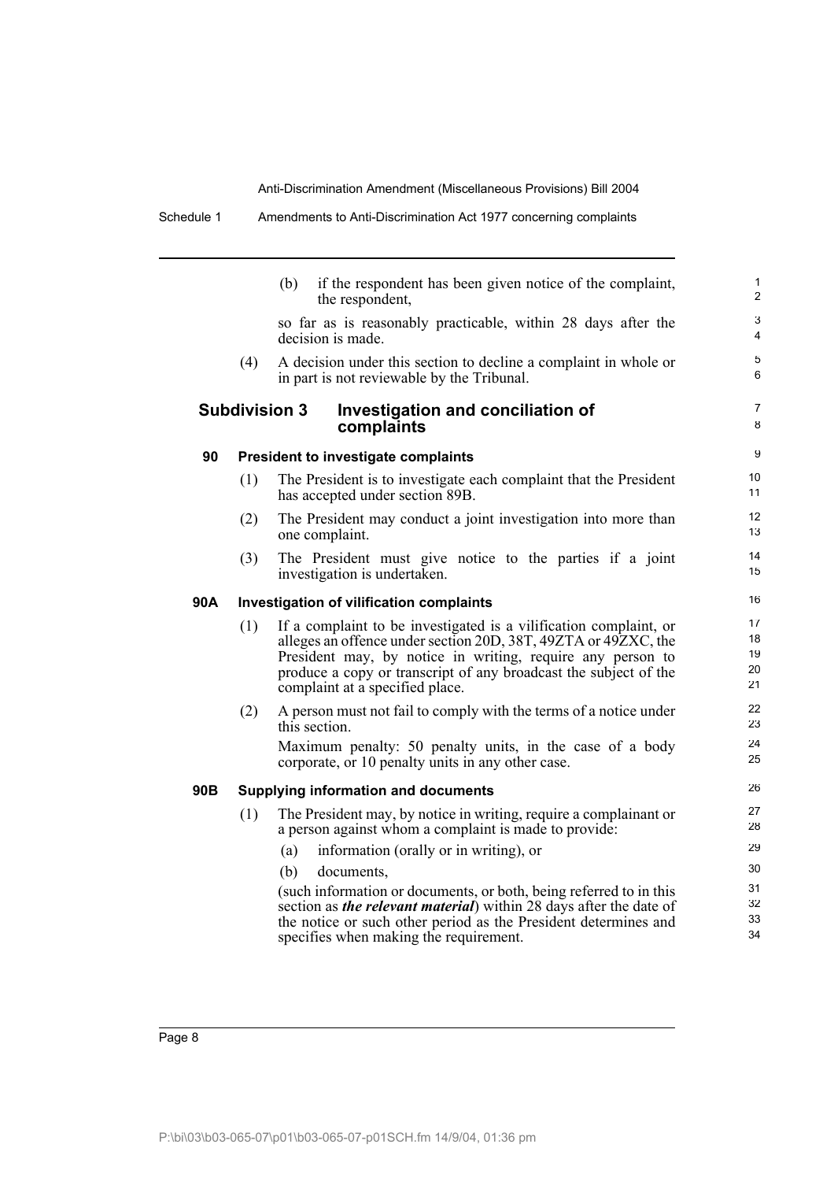(b) if the respondent has been given notice of the complaint, the respondent,

so far as is reasonably practicable, within 28 days after the decision is made.

(4) A decision under this section to decline a complaint in whole or in part is not reviewable by the Tribunal.

## Subdivision 3 Investigation and conciliation of complaints

### 90 President to investigate complaints

(1) The President is to investigate each complaint that the President has accepted under section 89B.

(2) The President may conduct a joint investigation into more than one complaint.

(3) The President must give notice to the parties if a joint investigation is undertaken.

### 90A Investigation of vilification complaints

(1) If a complaint to be investigated is a vilification complaint, or alleges an offence under section 20D, 38T, 49ZTA or 49ZXC, the President may, by notice in writing, require any person to produce a copy or transcript of any broadcast the subject of the complaint at a specified place.

(2) A person must not fail to comply with the terms of a notice under this section.

Maximum penalty: 50 penalty units, in the case of a body corporate, or 10 penalty units in any other case.

### 90B Supplying information and documents

(1) The President may, by notice in writing, require a complainant or a person against whom a complaint is made to provide:

(a) information (orally or in writing), or

(b) documents,

(such information or documents, or both, being referred to in this section as ***the relevant material***) within 28 days after the date of the notice or such other period as the President determines and specifies when making the requirement.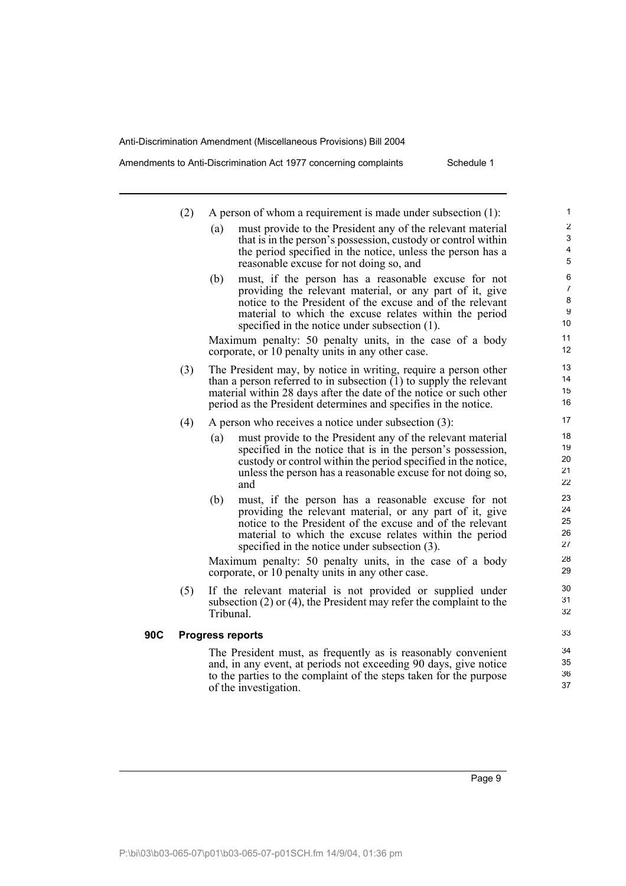(2) A person of whom a requirement is made under subsection (1):

   (a) must provide to the President any of the relevant material that is in the person's possession, custody or control within the period specified in the notice, unless the person has a reasonable excuse for not doing so, and

   (b) must, if the person has a reasonable excuse for not providing the relevant material, or any part of it, give notice to the President of the excuse and of the relevant material to which the excuse relates within the period specified in the notice under subsection (1).

   Maximum penalty: 50 penalty units, in the case of a body corporate, or 10 penalty units in any other case.

(3) The President may, by notice in writing, require a person other than a person referred to in subsection (1) to supply the relevant material within 28 days after the date of the notice or such other period as the President determines and specifies in the notice.

(4) A person who receives a notice under subsection (3):

   (a) must provide to the President any of the relevant material specified in the notice that is in the person's possession, custody or control within the period specified in the notice, unless the person has a reasonable excuse for not doing so, and

   (b) must, if the person has a reasonable excuse for not providing the relevant material, or any part of it, give notice to the President of the excuse and of the relevant material to which the excuse relates within the period specified in the notice under subsection (3).

   Maximum penalty: 50 penalty units, in the case of a body corporate, or 10 penalty units in any other case.

(5) If the relevant material is not provided or supplied under subsection (2) or (4), the President may refer the complaint to the Tribunal.

### 90C Progress reports

The President must, as frequently as is reasonably convenient and, in any event, at periods not exceeding 90 days, give notice to the parties to the complaint of the steps taken for the purpose of the investigation.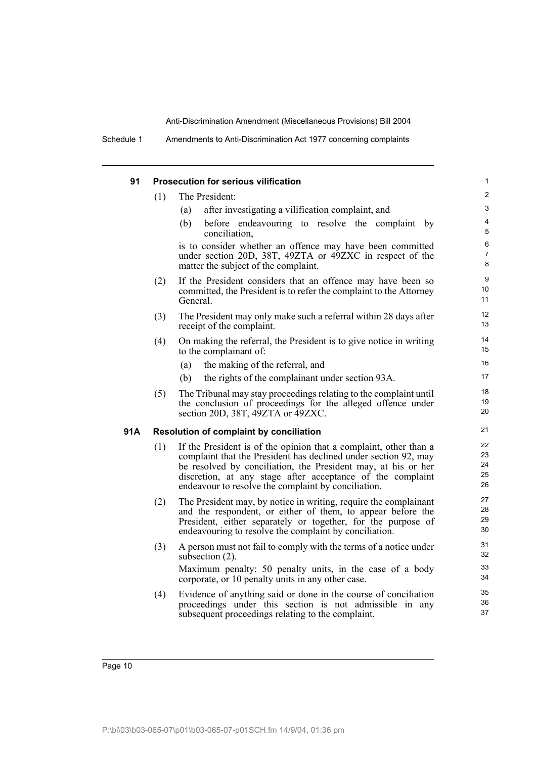### 91 Prosecution for serious vilification

(1) The President:

(a) after investigating a vilification complaint, and

(b) before endeavouring to resolve the complaint by conciliation,

is to consider whether an offence may have been committed under section 20D, 38T, 49ZTA or 49ZXC in respect of the matter the subject of the complaint.

(2) If the President considers that an offence may have been so committed, the President is to refer the complaint to the Attorney General.

(3) The President may only make such a referral within 28 days after receipt of the complaint.

(4) On making the referral, the President is to give notice in writing to the complainant of:

(a) the making of the referral, and

(b) the rights of the complainant under section 93A.

(5) The Tribunal may stay proceedings relating to the complaint until the conclusion of proceedings for the alleged offence under section 20D, 38T, 49ZTA or 49ZXC.

### 91A Resolution of complaint by conciliation

(1) If the President is of the opinion that a complaint, other than a complaint that the President has declined under section 92, may be resolved by conciliation, the President may, at his or her discretion, at any stage after acceptance of the complaint endeavour to resolve the complaint by conciliation.

(2) The President may, by notice in writing, require the complainant and the respondent, or either of them, to appear before the President, either separately or together, for the purpose of endeavouring to resolve the complaint by conciliation.

(3) A person must not fail to comply with the terms of a notice under subsection (2).

Maximum penalty: 50 penalty units, in the case of a body corporate, or 10 penalty units in any other case.

(4) Evidence of anything said or done in the course of conciliation proceedings under this section is not admissible in any subsequent proceedings relating to the complaint.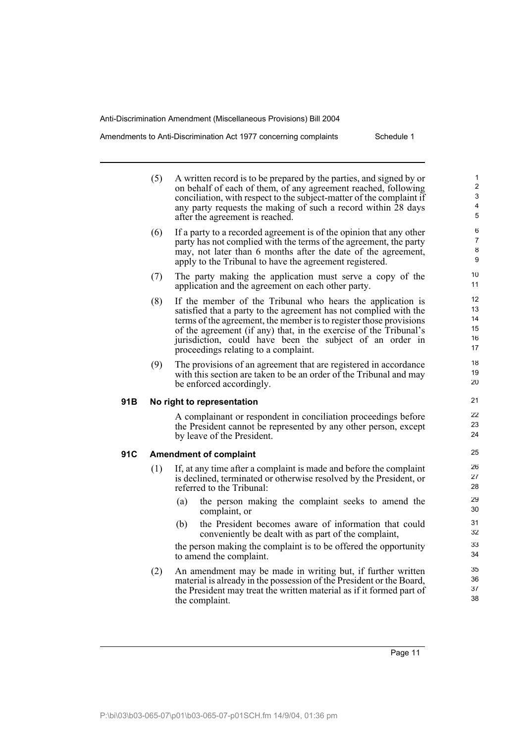(5) A written record is to be prepared by the parties, and signed by or on behalf of each of them, of any agreement reached, following conciliation, with respect to the subject-matter of the complaint if any party requests the making of such a record within 28 days after the agreement is reached.

(6) If a party to a recorded agreement is of the opinion that any other party has not complied with the terms of the agreement, the party may, not later than 6 months after the date of the agreement, apply to the Tribunal to have the agreement registered.

(7) The party making the application must serve a copy of the application and the agreement on each other party.

(8) If the member of the Tribunal who hears the application is satisfied that a party to the agreement has not complied with the terms of the agreement, the member is to register those provisions of the agreement (if any) that, in the exercise of the Tribunal's jurisdiction, could have been the subject of an order in proceedings relating to a complaint.

(9) The provisions of an agreement that are registered in accordance with this section are taken to be an order of the Tribunal and may be enforced accordingly.

**91B No right to representation**

A complainant or respondent in conciliation proceedings before the President cannot be represented by any other person, except by leave of the President.

**91C Amendment of complaint**

(1) If, at any time after a complaint is made and before the complaint is declined, terminated or otherwise resolved by the President, or referred to the Tribunal:

(a) the person making the complaint seeks to amend the complaint, or

(b) the President becomes aware of information that could conveniently be dealt with as part of the complaint,

the person making the complaint is to be offered the opportunity to amend the complaint.

(2) An amendment may be made in writing but, if further written material is already in the possession of the President or the Board, the President may treat the written material as if it formed part of the complaint.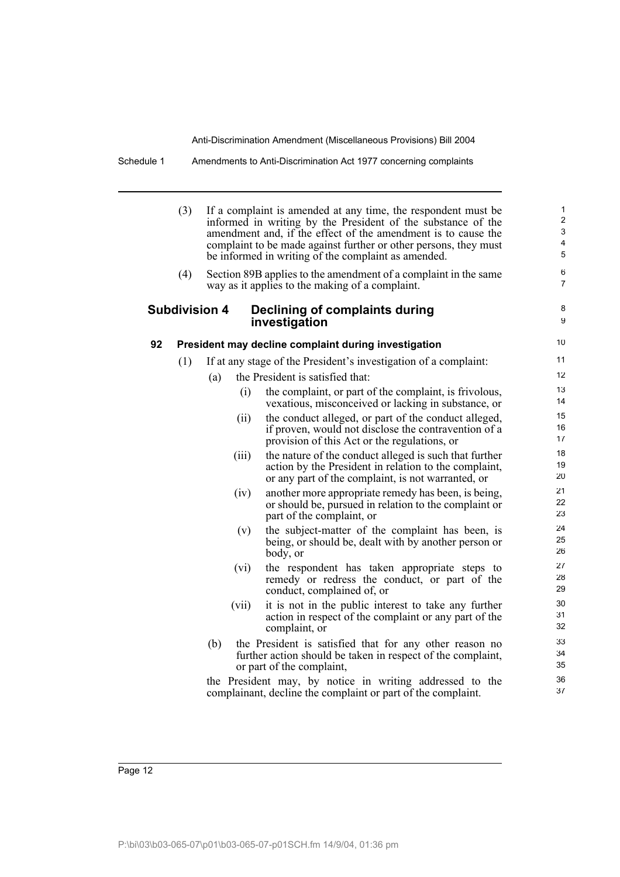(3) If a complaint is amended at any time, the respondent must be informed in writing by the President of the substance of the amendment and, if the effect of the amendment is to cause the complaint to be made against further or other persons, they must be informed in writing of the complaint as amended.

(4) Section 89B applies to the amendment of a complaint in the same way as it applies to the making of a complaint.

## Subdivision 4 Declining of complaints during investigation

### 92 President may decline complaint during investigation

(1) If at any stage of the President's investigation of a complaint:

(a) the President is satisfied that:

(i) the complaint, or part of the complaint, is frivolous, vexatious, misconceived or lacking in substance, or

(ii) the conduct alleged, or part of the conduct alleged, if proven, would not disclose the contravention of a provision of this Act or the regulations, or

(iii) the nature of the conduct alleged is such that further action by the President in relation to the complaint, or any part of the complaint, is not warranted, or

(iv) another more appropriate remedy has been, is being, or should be, pursued in relation to the complaint or part of the complaint, or

(v) the subject-matter of the complaint has been, is being, or should be, dealt with by another person or body, or

(vi) the respondent has taken appropriate steps to remedy or redress the conduct, or part of the conduct, complained of, or

(vii) it is not in the public interest to take any further action in respect of the complaint or any part of the complaint, or

(b) the President is satisfied that for any other reason no further action should be taken in respect of the complaint, or part of the complaint,

the President may, by notice in writing addressed to the complainant, decline the complaint or part of the complaint.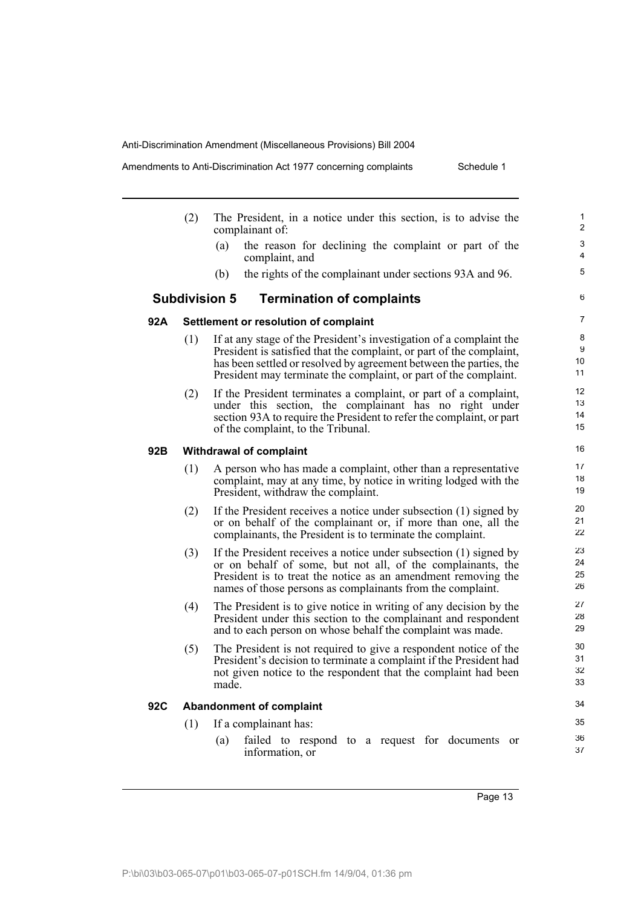(2) The President, in a notice under this section, is to advise the complainant of:

(a) the reason for declining the complaint or part of the complaint, and

(b) the rights of the complainant under sections 93A and 96.

## Subdivision 5 Termination of complaints

### 92A Settlement or resolution of complaint

(1) If at any stage of the President's investigation of a complaint the President is satisfied that the complaint, or part of the complaint, has been settled or resolved by agreement between the parties, the President may terminate the complaint, or part of the complaint.

(2) If the President terminates a complaint, or part of a complaint, under this section, the complainant has no right under section 93A to require the President to refer the complaint, or part of the complaint, to the Tribunal.

### 92B Withdrawal of complaint

(1) A person who has made a complaint, other than a representative complaint, may at any time, by notice in writing lodged with the President, withdraw the complaint.

(2) If the President receives a notice under subsection (1) signed by or on behalf of the complainant or, if more than one, all the complainants, the President is to terminate the complaint.

(3) If the President receives a notice under subsection (1) signed by or on behalf of some, but not all, of the complainants, the President is to treat the notice as an amendment removing the names of those persons as complainants from the complaint.

(4) The President is to give notice in writing of any decision by the President under this section to the complainant and respondent and to each person on whose behalf the complaint was made.

(5) The President is not required to give a respondent notice of the President's decision to terminate a complaint if the President had not given notice to the respondent that the complaint had been made.

### 92C Abandonment of complaint

(1) If a complainant has:

(a) failed to respond to a request for documents or information, or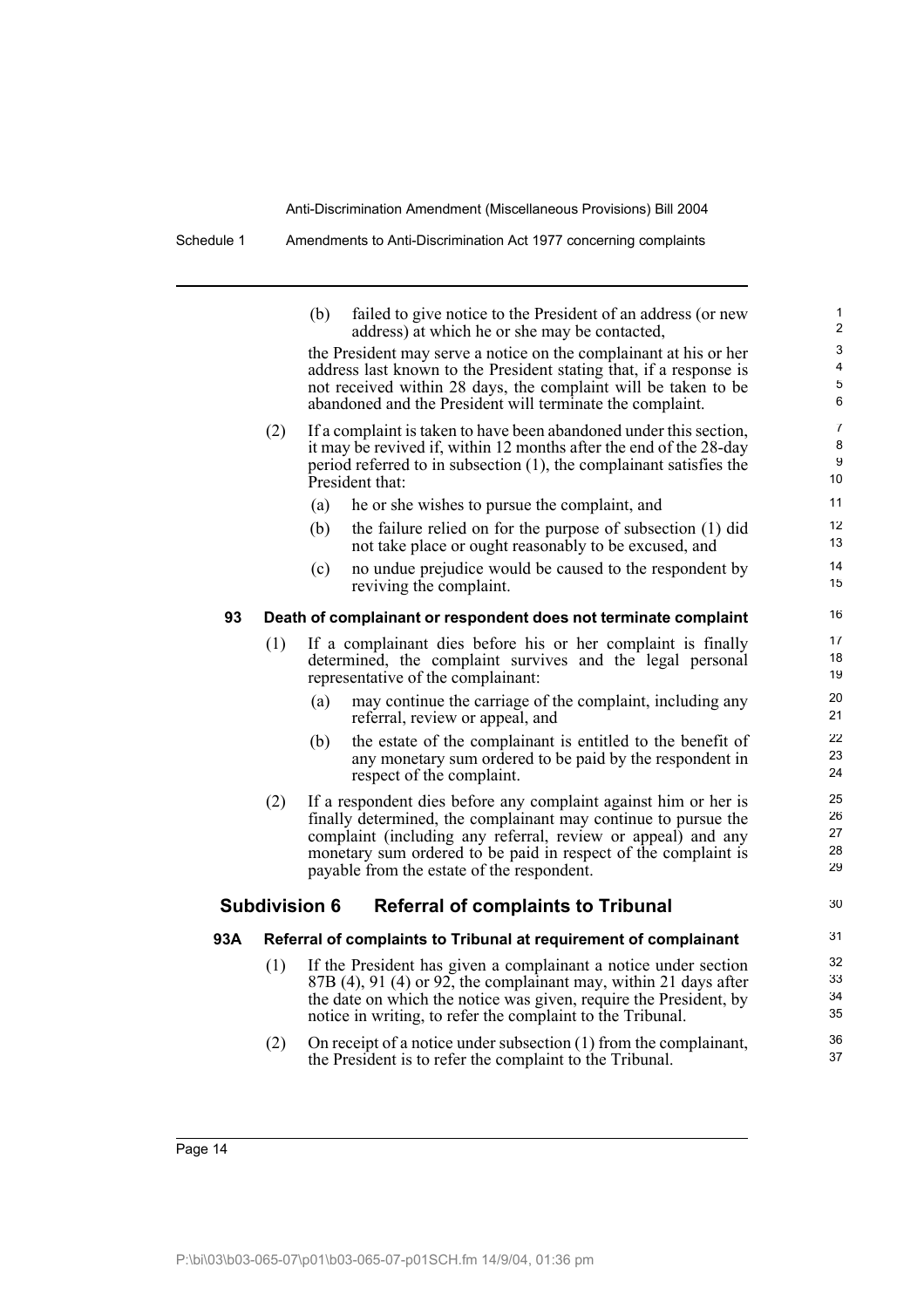(b) failed to give notice to the President of an address (or new address) at which he or she may be contacted,

the President may serve a notice on the complainant at his or her address last known to the President stating that, if a response is not received within 28 days, the complaint will be taken to be abandoned and the President will terminate the complaint.

(2) If a complaint is taken to have been abandoned under this section, it may be revived if, within 12 months after the end of the 28-day period referred to in subsection (1), the complainant satisfies the President that:

(a) he or she wishes to pursue the complaint, and

(b) the failure relied on for the purpose of subsection (1) did not take place or ought reasonably to be excused, and

(c) no undue prejudice would be caused to the respondent by reviving the complaint.

**93 Death of complainant or respondent does not terminate complaint**

(1) If a complainant dies before his or her complaint is finally determined, the complaint survives and the legal personal representative of the complainant:

(a) may continue the carriage of the complaint, including any referral, review or appeal, and

(b) the estate of the complainant is entitled to the benefit of any monetary sum ordered to be paid by the respondent in respect of the complaint.

(2) If a respondent dies before any complaint against him or her is finally determined, the complainant may continue to pursue the complaint (including any referral, review or appeal) and any monetary sum ordered to be paid in respect of the complaint is payable from the estate of the respondent.

## Subdivision 6 Referral of complaints to Tribunal

**93A Referral of complaints to Tribunal at requirement of complainant**

(1) If the President has given a complainant a notice under section 87B (4), 91 (4) or 92, the complainant may, within 21 days after the date on which the notice was given, require the President, by notice in writing, to refer the complaint to the Tribunal.

(2) On receipt of a notice under subsection (1) from the complainant, the President is to refer the complaint to the Tribunal.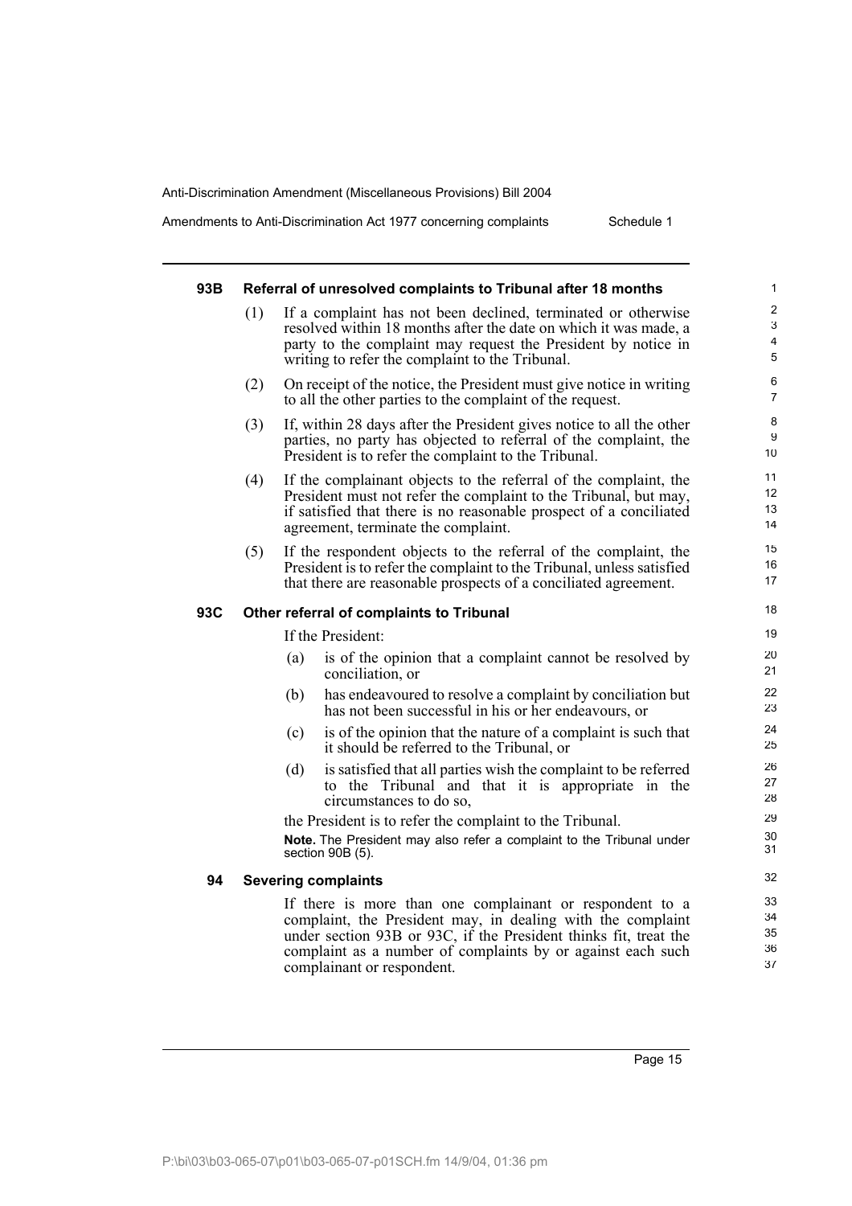### 93B Referral of unresolved complaints to Tribunal after 18 months

(1) If a complaint has not been declined, terminated or otherwise resolved within 18 months after the date on which it was made, a party to the complaint may request the President by notice in writing to refer the complaint to the Tribunal.

(2) On receipt of the notice, the President must give notice in writing to all the other parties to the complaint of the request.

(3) If, within 28 days after the President gives notice to all the other parties, no party has objected to referral of the complaint, the President is to refer the complaint to the Tribunal.

(4) If the complainant objects to the referral of the complaint, the President must not refer the complaint to the Tribunal, but may, if satisfied that there is no reasonable prospect of a conciliated agreement, terminate the complaint.

(5) If the respondent objects to the referral of the complaint, the President is to refer the complaint to the Tribunal, unless satisfied that there are reasonable prospects of a conciliated agreement.

### 93C Other referral of complaints to Tribunal

If the President:

(a) is of the opinion that a complaint cannot be resolved by conciliation, or

(b) has endeavoured to resolve a complaint by conciliation but has not been successful in his or her endeavours, or

(c) is of the opinion that the nature of a complaint is such that it should be referred to the Tribunal, or

(d) is satisfied that all parties wish the complaint to be referred to the Tribunal and that it is appropriate in the circumstances to do so,

the President is to refer the complaint to the Tribunal.

**Note.** The President may also refer a complaint to the Tribunal under section 90B (5).

### 94 Severing complaints

If there is more than one complainant or respondent to a complaint, the President may, in dealing with the complaint under section 93B or 93C, if the President thinks fit, treat the complaint as a number of complaints by or against each such complainant or respondent.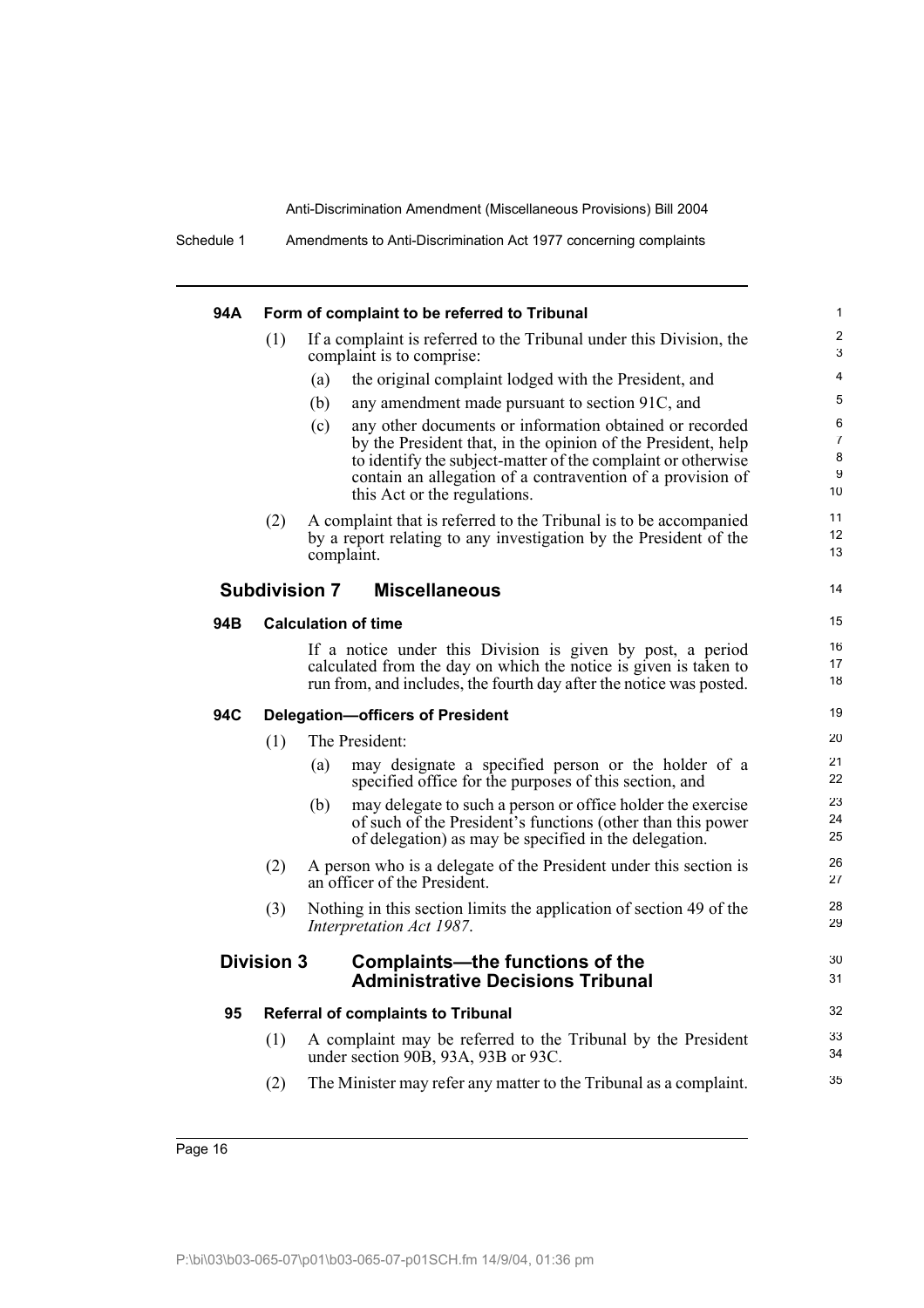#### 94A Form of complaint to be referred to Tribunal

(1) If a complaint is referred to the Tribunal under this Division, the complaint is to comprise:

(a) the original complaint lodged with the President, and

(b) any amendment made pursuant to section 91C, and

(c) any other documents or information obtained or recorded by the President that, in the opinion of the President, help to identify the subject-matter of the complaint or otherwise contain an allegation of a contravention of a provision of this Act or the regulations.

(2) A complaint that is referred to the Tribunal is to be accompanied by a report relating to any investigation by the President of the complaint.

### Subdivision 7 Miscellaneous

#### 94B Calculation of time

If a notice under this Division is given by post, a period calculated from the day on which the notice is given is taken to run from, and includes, the fourth day after the notice was posted.

#### 94C Delegation—officers of President

(1) The President:

(a) may designate a specified person or the holder of a specified office for the purposes of this section, and

(b) may delegate to such a person or office holder the exercise of such of the President's functions (other than this power of delegation) as may be specified in the delegation.

(2) A person who is a delegate of the President under this section is an officer of the President.

(3) Nothing in this section limits the application of section 49 of the *Interpretation Act 1987*.

### Division 3 Complaints—the functions of the Administrative Decisions Tribunal

#### 95 Referral of complaints to Tribunal

(1) A complaint may be referred to the Tribunal by the President under section 90B, 93A, 93B or 93C.

(2) The Minister may refer any matter to the Tribunal as a complaint.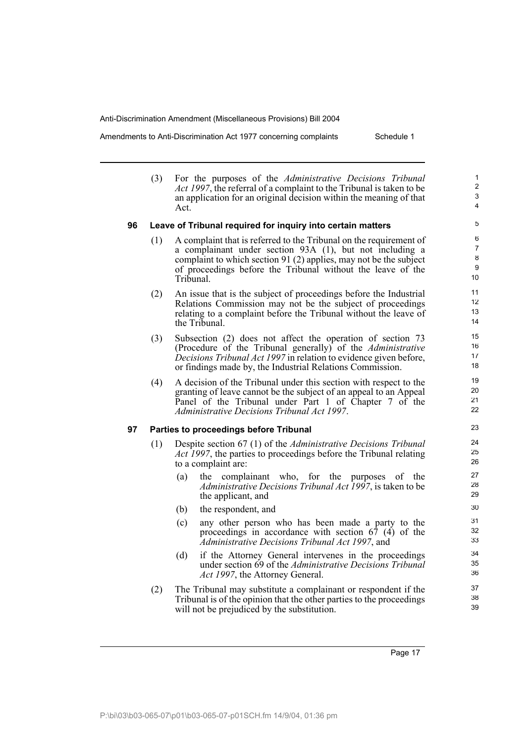(3) For the purposes of the *Administrative Decisions Tribunal Act 1997*, the referral of a complaint to the Tribunal is taken to be an application for an original decision within the meaning of that Act.

### 96 Leave of Tribunal required for inquiry into certain matters

(1) A complaint that is referred to the Tribunal on the requirement of a complainant under section 93A (1), but not including a complaint to which section 91 (2) applies, may not be the subject of proceedings before the Tribunal without the leave of the Tribunal.

(2) An issue that is the subject of proceedings before the Industrial Relations Commission may not be the subject of proceedings relating to a complaint before the Tribunal without the leave of the Tribunal.

(3) Subsection (2) does not affect the operation of section 73 (Procedure of the Tribunal generally) of the *Administrative Decisions Tribunal Act 1997* in relation to evidence given before, or findings made by, the Industrial Relations Commission.

(4) A decision of the Tribunal under this section with respect to the granting of leave cannot be the subject of an appeal to an Appeal Panel of the Tribunal under Part 1 of Chapter 7 of the *Administrative Decisions Tribunal Act 1997*.

### 97 Parties to proceedings before Tribunal

(1) Despite section 67 (1) of the *Administrative Decisions Tribunal Act 1997*, the parties to proceedings before the Tribunal relating to a complaint are:

- (a) the complainant who, for the purposes of the *Administrative Decisions Tribunal Act 1997*, is taken to be the applicant, and
- (b) the respondent, and
- (c) any other person who has been made a party to the proceedings in accordance with section 67 (4) of the *Administrative Decisions Tribunal Act 1997*, and
- (d) if the Attorney General intervenes in the proceedings under section 69 of the *Administrative Decisions Tribunal Act 1997*, the Attorney General.

(2) The Tribunal may substitute a complainant or respondent if the Tribunal is of the opinion that the other parties to the proceedings will not be prejudiced by the substitution.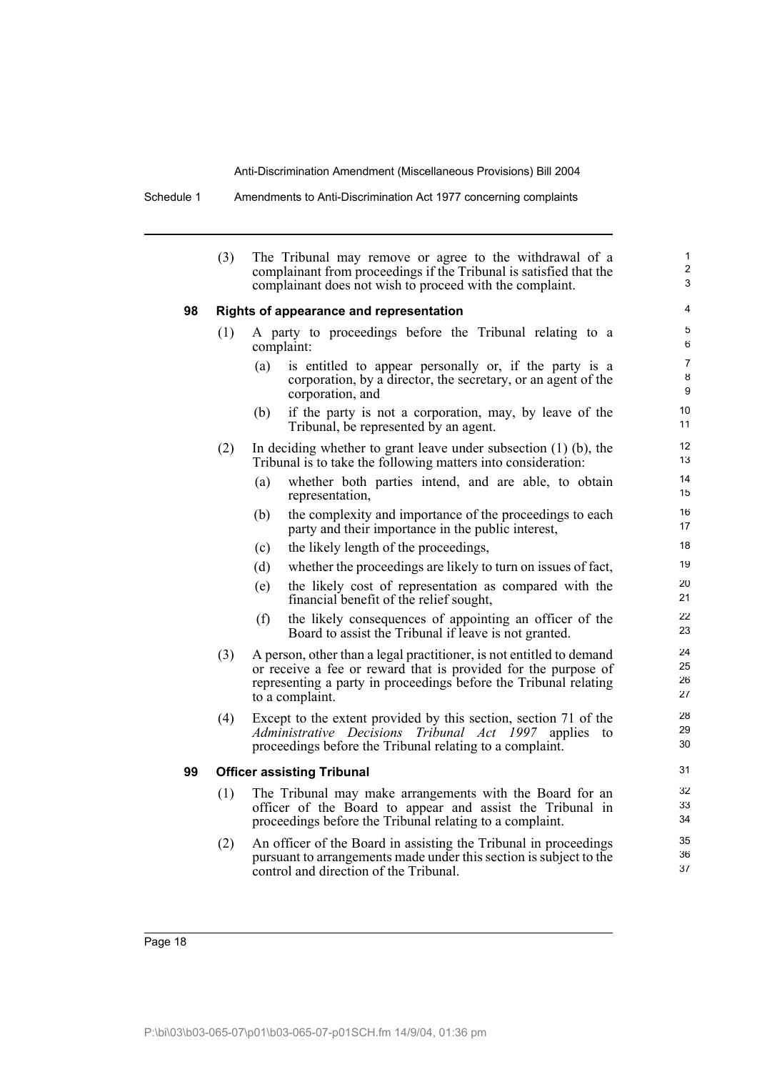(3) The Tribunal may remove or agree to the withdrawal of a complainant from proceedings if the Tribunal is satisfied that the complainant does not wish to proceed with the complaint.

**98 Rights of appearance and representation**

(1) A party to proceedings before the Tribunal relating to a complaint:

- (a) is entitled to appear personally or, if the party is a corporation, by a director, the secretary, or an agent of the corporation, and
- (b) if the party is not a corporation, may, by leave of the Tribunal, be represented by an agent.

(2) In deciding whether to grant leave under subsection (1) (b), the Tribunal is to take the following matters into consideration:

- (a) whether both parties intend, and are able, to obtain representation,
- (b) the complexity and importance of the proceedings to each party and their importance in the public interest,
- (c) the likely length of the proceedings,
- (d) whether the proceedings are likely to turn on issues of fact,
- (e) the likely cost of representation as compared with the financial benefit of the relief sought,
- (f) the likely consequences of appointing an officer of the Board to assist the Tribunal if leave is not granted.

(3) A person, other than a legal practitioner, is not entitled to demand or receive a fee or reward that is provided for the purpose of representing a party in proceedings before the Tribunal relating to a complaint.

(4) Except to the extent provided by this section, section 71 of the *Administrative Decisions Tribunal Act 1997* applies to proceedings before the Tribunal relating to a complaint.

**99 Officer assisting Tribunal**

(1) The Tribunal may make arrangements with the Board for an officer of the Board to appear and assist the Tribunal in proceedings before the Tribunal relating to a complaint.

(2) An officer of the Board in assisting the Tribunal in proceedings pursuant to arrangements made under this section is subject to the control and direction of the Tribunal.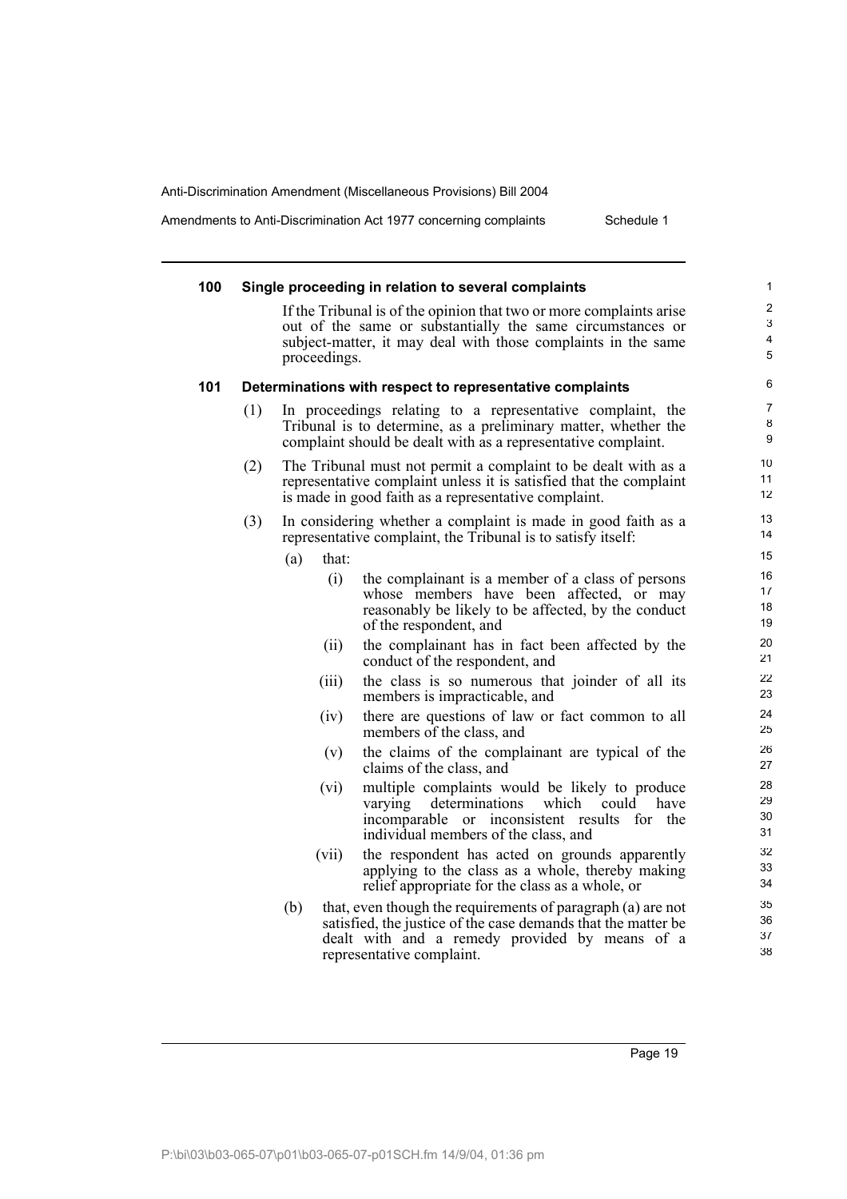#### 100 Single proceeding in relation to several complaints

If the Tribunal is of the opinion that two or more complaints arise out of the same or substantially the same circumstances or subject-matter, it may deal with those complaints in the same proceedings.

#### 101 Determinations with respect to representative complaints

(1) In proceedings relating to a representative complaint, the Tribunal is to determine, as a preliminary matter, whether the complaint should be dealt with as a representative complaint.

(2) The Tribunal must not permit a complaint to be dealt with as a representative complaint unless it is satisfied that the complaint is made in good faith as a representative complaint.

(3) In considering whether a complaint is made in good faith as a representative complaint, the Tribunal is to satisfy itself:

(a) that:

(i) the complainant is a member of a class of persons whose members have been affected, or may reasonably be likely to be affected, by the conduct of the respondent, and

(ii) the complainant has in fact been affected by the conduct of the respondent, and

(iii) the class is so numerous that joinder of all its members is impracticable, and

(iv) there are questions of law or fact common to all members of the class, and

(v) the claims of the complainant are typical of the claims of the class, and

(vi) multiple complaints would be likely to produce varying determinations which could have incomparable or inconsistent results for the individual members of the class, and

(vii) the respondent has acted on grounds apparently applying to the class as a whole, thereby making relief appropriate for the class as a whole, or

(b) that, even though the requirements of paragraph (a) are not satisfied, the justice of the case demands that the matter be dealt with and a remedy provided by means of a representative complaint.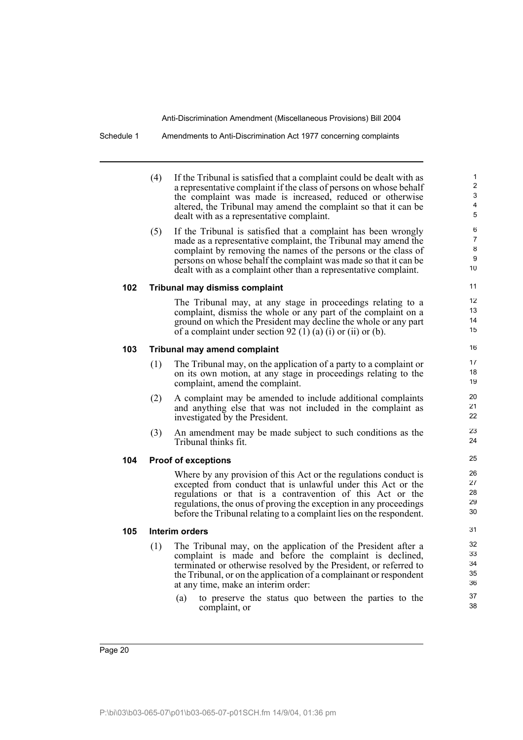(4) If the Tribunal is satisfied that a complaint could be dealt with as a representative complaint if the class of persons on whose behalf the complaint was made is increased, reduced or otherwise altered, the Tribunal may amend the complaint so that it can be dealt with as a representative complaint.

(5) If the Tribunal is satisfied that a complaint has been wrongly made as a representative complaint, the Tribunal may amend the complaint by removing the names of the persons or the class of persons on whose behalf the complaint was made so that it can be dealt with as a complaint other than a representative complaint.

**102 Tribunal may dismiss complaint**

The Tribunal may, at any stage in proceedings relating to a complaint, dismiss the whole or any part of the complaint on a ground on which the President may decline the whole or any part of a complaint under section 92 (1) (a) (i) or (ii) or (b).

**103 Tribunal may amend complaint**

(1) The Tribunal may, on the application of a party to a complaint or on its own motion, at any stage in proceedings relating to the complaint, amend the complaint.

(2) A complaint may be amended to include additional complaints and anything else that was not included in the complaint as investigated by the President.

(3) An amendment may be made subject to such conditions as the Tribunal thinks fit.

**104 Proof of exceptions**

Where by any provision of this Act or the regulations conduct is excepted from conduct that is unlawful under this Act or the regulations or that is a contravention of this Act or the regulations, the onus of proving the exception in any proceedings before the Tribunal relating to a complaint lies on the respondent.

**105 Interim orders**

(1) The Tribunal may, on the application of the President after a complaint is made and before the complaint is declined, terminated or otherwise resolved by the President, or referred to the Tribunal, or on the application of a complainant or respondent at any time, make an interim order:

(a) to preserve the status quo between the parties to the complaint, or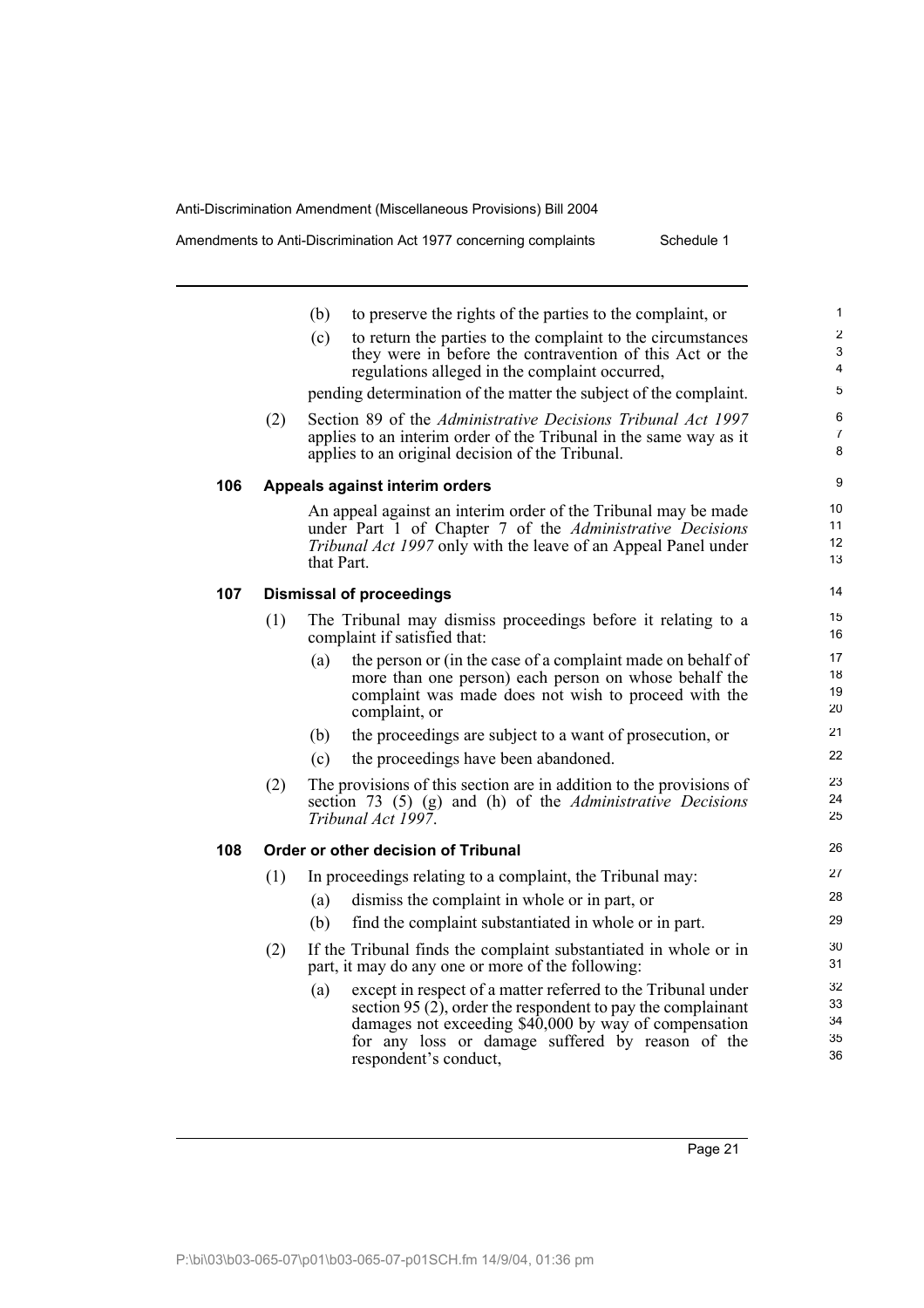(b) to preserve the rights of the parties to the complaint, or

(c) to return the parties to the complaint to the circumstances they were in before the contravention of this Act or the regulations alleged in the complaint occurred,

pending determination of the matter the subject of the complaint.

(2) Section 89 of the *Administrative Decisions Tribunal Act 1997* applies to an interim order of the Tribunal in the same way as it applies to an original decision of the Tribunal.

**106 Appeals against interim orders**

An appeal against an interim order of the Tribunal may be made under Part 1 of Chapter 7 of the *Administrative Decisions Tribunal Act 1997* only with the leave of an Appeal Panel under that Part.

**107 Dismissal of proceedings**

(1) The Tribunal may dismiss proceedings before it relating to a complaint if satisfied that:

(a) the person or (in the case of a complaint made on behalf of more than one person) each person on whose behalf the complaint was made does not wish to proceed with the complaint, or

(b) the proceedings are subject to a want of prosecution, or

(c) the proceedings have been abandoned.

(2) The provisions of this section are in addition to the provisions of section 73 (5) (g) and (h) of the *Administrative Decisions Tribunal Act 1997*.

**108 Order or other decision of Tribunal**

(1) In proceedings relating to a complaint, the Tribunal may:

(a) dismiss the complaint in whole or in part, or

(b) find the complaint substantiated in whole or in part.

(2) If the Tribunal finds the complaint substantiated in whole or in part, it may do any one or more of the following:

(a) except in respect of a matter referred to the Tribunal under section 95 (2), order the respondent to pay the complainant damages not exceeding $40,000 by way of compensation for any loss or damage suffered by reason of the respondent's conduct,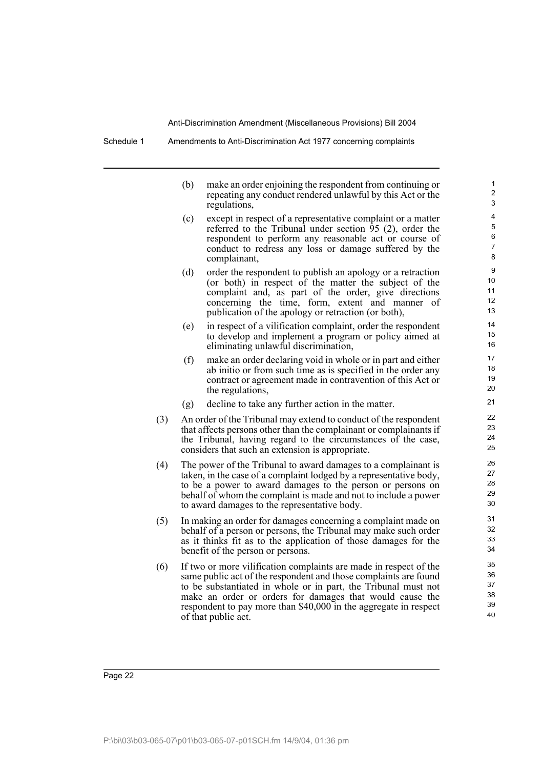(b) make an order enjoining the respondent from continuing or repeating any conduct rendered unlawful by this Act or the regulations,

(c) except in respect of a representative complaint or a matter referred to the Tribunal under section 95 (2), order the respondent to perform any reasonable act or course of conduct to redress any loss or damage suffered by the complainant,

(d) order the respondent to publish an apology or a retraction (or both) in respect of the matter the subject of the complaint and, as part of the order, give directions concerning the time, form, extent and manner of publication of the apology or retraction (or both),

(e) in respect of a vilification complaint, order the respondent to develop and implement a program or policy aimed at eliminating unlawful discrimination,

(f) make an order declaring void in whole or in part and either ab initio or from such time as is specified in the order any contract or agreement made in contravention of this Act or the regulations,

(g) decline to take any further action in the matter.

(3) An order of the Tribunal may extend to conduct of the respondent that affects persons other than the complainant or complainants if the Tribunal, having regard to the circumstances of the case, considers that such an extension is appropriate.

(4) The power of the Tribunal to award damages to a complainant is taken, in the case of a complaint lodged by a representative body, to be a power to award damages to the person or persons on behalf of whom the complaint is made and not to include a power to award damages to the representative body.

(5) In making an order for damages concerning a complaint made on behalf of a person or persons, the Tribunal may make such order as it thinks fit as to the application of those damages for the benefit of the person or persons.

(6) If two or more vilification complaints are made in respect of the same public act of the respondent and those complaints are found to be substantiated in whole or in part, the Tribunal must not make an order or orders for damages that would cause the respondent to pay more than $40,000 in the aggregate in respect of that public act.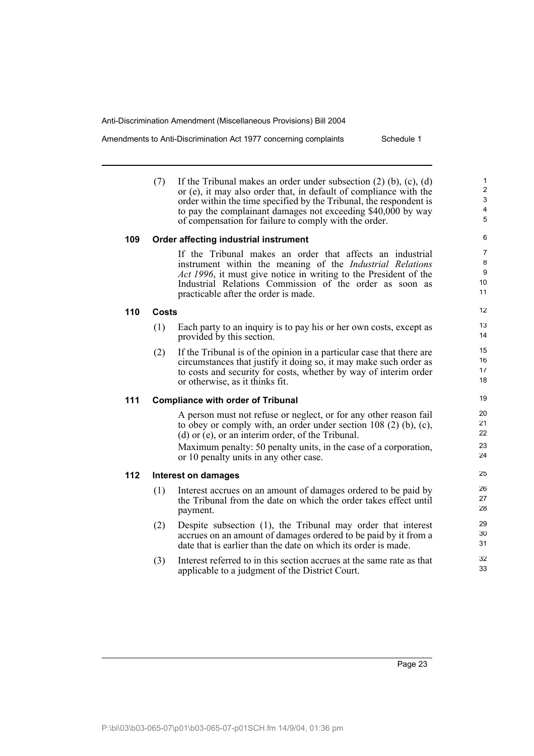(7) If the Tribunal makes an order under subsection (2) (b), (c), (d) or (e), it may also order that, in default of compliance with the order within the time specified by the Tribunal, the respondent is to pay the complainant damages not exceeding $40,000 by way of compensation for failure to comply with the order.

### 109 Order affecting industrial instrument

If the Tribunal makes an order that affects an industrial instrument within the meaning of the *Industrial Relations Act 1996*, it must give notice in writing to the President of the Industrial Relations Commission of the order as soon as practicable after the order is made.

### 110 Costs

(1) Each party to an inquiry is to pay his or her own costs, except as provided by this section.

(2) If the Tribunal is of the opinion in a particular case that there are circumstances that justify it doing so, it may make such order as to costs and security for costs, whether by way of interim order or otherwise, as it thinks fit.

### 111 Compliance with order of Tribunal

A person must not refuse or neglect, or for any other reason fail to obey or comply with, an order under section 108 (2) (b), (c), (d) or (e), or an interim order, of the Tribunal.

Maximum penalty: 50 penalty units, in the case of a corporation, or 10 penalty units in any other case.

### 112 Interest on damages

(1) Interest accrues on an amount of damages ordered to be paid by the Tribunal from the date on which the order takes effect until payment.

(2) Despite subsection (1), the Tribunal may order that interest accrues on an amount of damages ordered to be paid by it from a date that is earlier than the date on which its order is made.

(3) Interest referred to in this section accrues at the same rate as that applicable to a judgment of the District Court.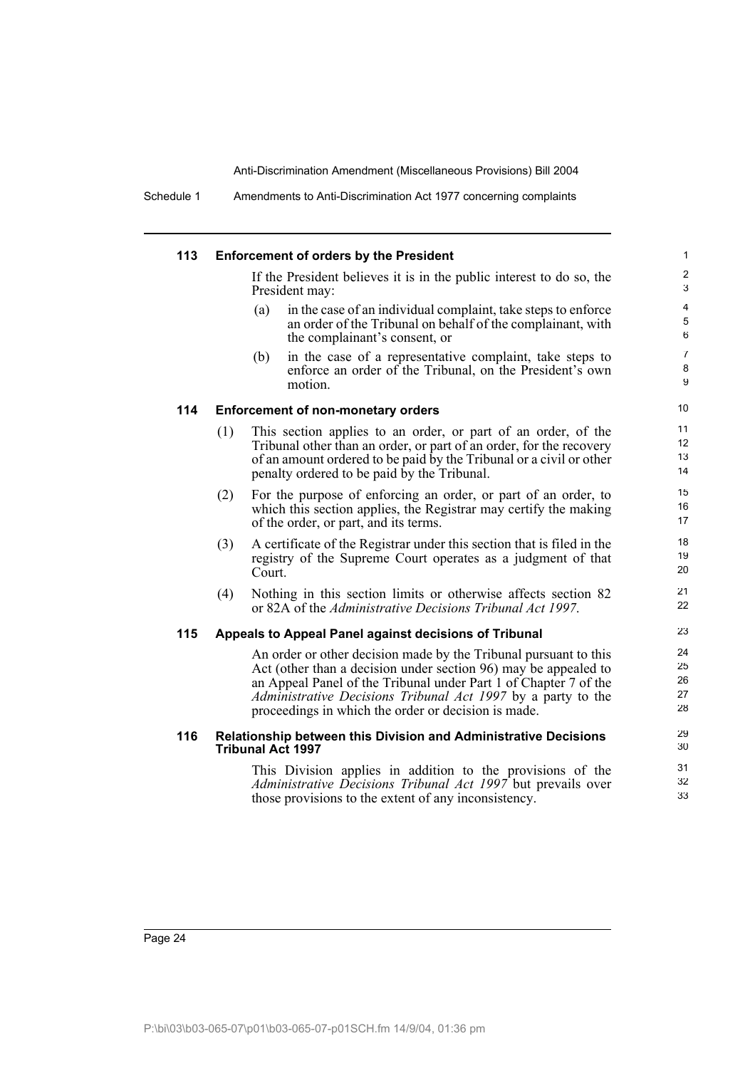### 113 Enforcement of orders by the President

If the President believes it is in the public interest to do so, the President may:

(a) in the case of an individual complaint, take steps to enforce an order of the Tribunal on behalf of the complainant, with the complainant's consent, or

(b) in the case of a representative complaint, take steps to enforce an order of the Tribunal, on the President's own motion.

### 114 Enforcement of non-monetary orders

(1) This section applies to an order, or part of an order, of the Tribunal other than an order, or part of an order, for the recovery of an amount ordered to be paid by the Tribunal or a civil or other penalty ordered to be paid by the Tribunal.

(2) For the purpose of enforcing an order, or part of an order, to which this section applies, the Registrar may certify the making of the order, or part, and its terms.

(3) A certificate of the Registrar under this section that is filed in the registry of the Supreme Court operates as a judgment of that Court.

(4) Nothing in this section limits or otherwise affects section 82 or 82A of the *Administrative Decisions Tribunal Act 1997*.

### 115 Appeals to Appeal Panel against decisions of Tribunal

An order or other decision made by the Tribunal pursuant to this Act (other than a decision under section 96) may be appealed to an Appeal Panel of the Tribunal under Part 1 of Chapter 7 of the *Administrative Decisions Tribunal Act 1997* by a party to the proceedings in which the order or decision is made.

### 116 Relationship between this Division and Administrative Decisions Tribunal Act 1997

This Division applies in addition to the provisions of the *Administrative Decisions Tribunal Act 1997* but prevails over those provisions to the extent of any inconsistency.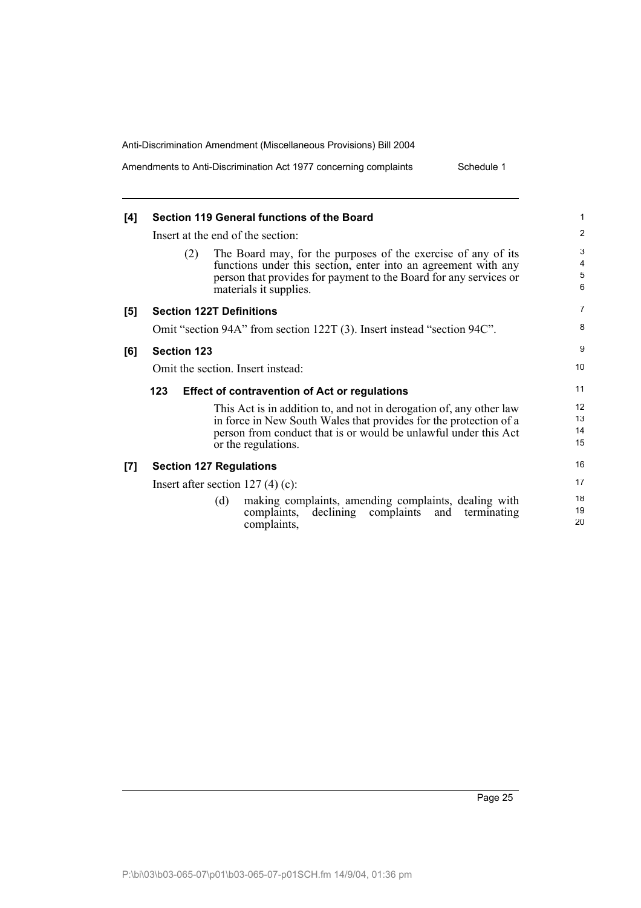**[4] Section 119 General functions of the Board**

Insert at the end of the section:

(2) The Board may, for the purposes of the exercise of any of its functions under this section, enter into an agreement with any person that provides for payment to the Board for any services or materials it supplies.

**[5] Section 122T Definitions**

Omit "section 94A" from section 122T (3). Insert instead "section 94C".

**[6] Section 123**

Omit the section. Insert instead:

**123 Effect of contravention of Act or regulations**

This Act is in addition to, and not in derogation of, any other law in force in New South Wales that provides for the protection of a person from conduct that is or would be unlawful under this Act or the regulations.

**[7] Section 127 Regulations**

Insert after section 127 (4) (c):

(d) making complaints, amending complaints, dealing with complaints, declining complaints and terminating complaints,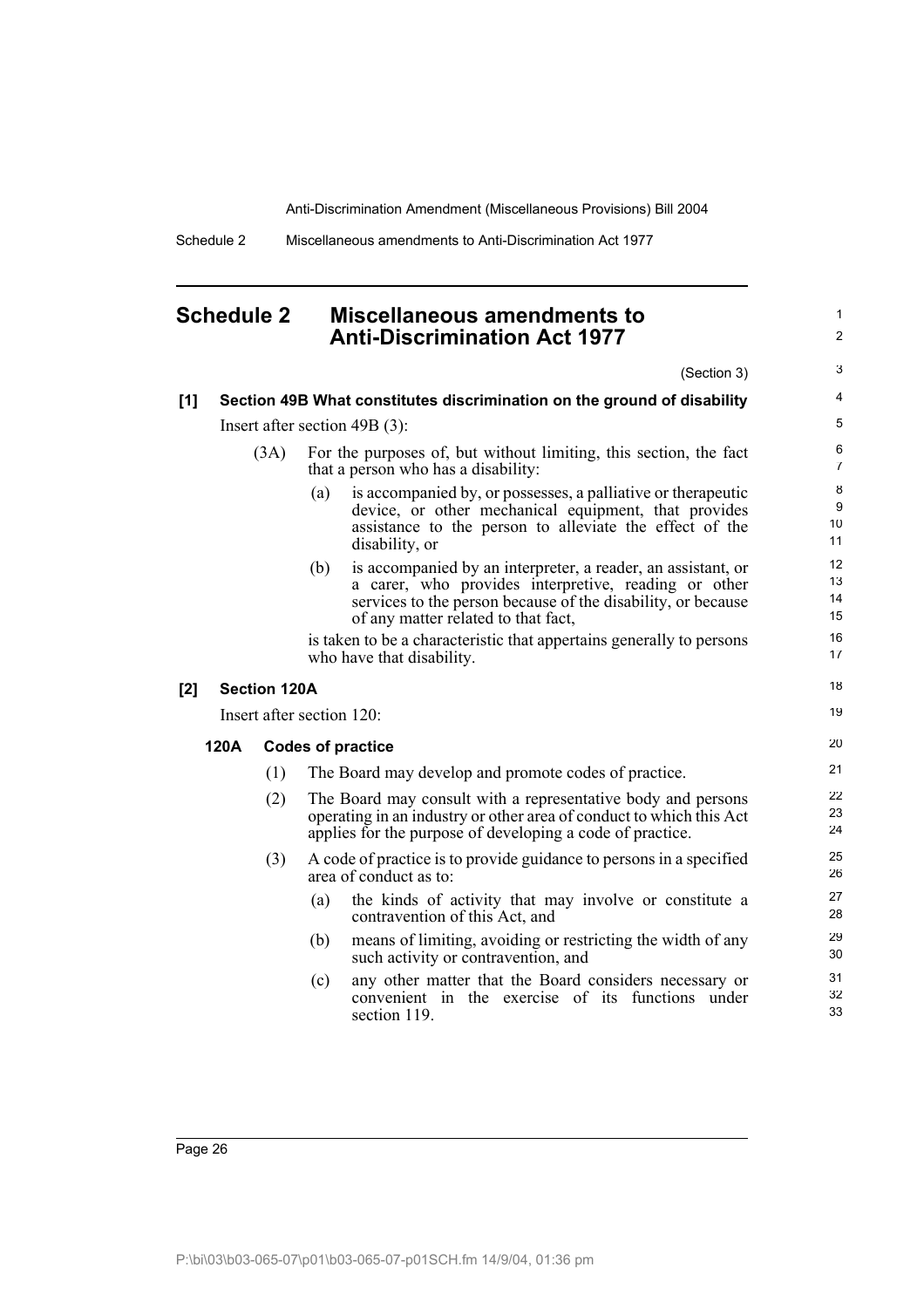# Schedule 2 Miscellaneous amendments to Anti-Discrimination Act 1977

(Section 3)

**[1] Section 49B What constitutes discrimination on the ground of disability**

Insert after section 49B (3):

(3A) For the purposes of, but without limiting, this section, the fact that a person who has a disability:

(a) is accompanied by, or possesses, a palliative or therapeutic device, or other mechanical equipment, that provides assistance to the person to alleviate the effect of the disability, or

(b) is accompanied by an interpreter, a reader, an assistant, or a carer, who provides interpretive, reading or other services to the person because of the disability, or because of any matter related to that fact,

is taken to be a characteristic that appertains generally to persons who have that disability.

**[2] Section 120A**

Insert after section 120:

**120A Codes of practice**

(1) The Board may develop and promote codes of practice.

(2) The Board may consult with a representative body and persons operating in an industry or other area of conduct to which this Act applies for the purpose of developing a code of practice.

(3) A code of practice is to provide guidance to persons in a specified area of conduct as to:

(a) the kinds of activity that may involve or constitute a contravention of this Act, and

(b) means of limiting, avoiding or restricting the width of any such activity or contravention, and

(c) any other matter that the Board considers necessary or convenient in the exercise of its functions under section 119.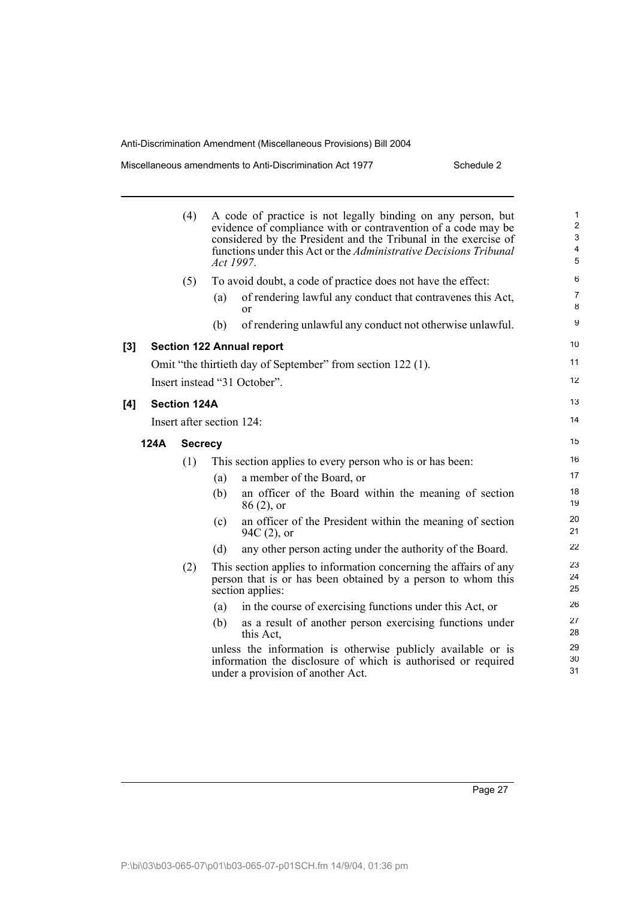(4) A code of practice is not legally binding on any person, but evidence of compliance with or contravention of a code may be considered by the President and the Tribunal in the exercise of functions under this Act or the *Administrative Decisions Tribunal Act 1997*.

(5) To avoid doubt, a code of practice does not have the effect:

(a) of rendering lawful any conduct that contravenes this Act, or

(b) of rendering unlawful any conduct not otherwise unlawful.

**[3] Section 122 Annual report**

Omit "the thirtieth day of September" from section 122 (1).

Insert instead "31 October".

**[4] Section 124A**

Insert after section 124:

**124A Secrecy**

(1) This section applies to every person who is or has been:

(a) a member of the Board, or

(b) an officer of the Board within the meaning of section 86 (2), or

(c) an officer of the President within the meaning of section 94C (2), or

(d) any other person acting under the authority of the Board.

(2) This section applies to information concerning the affairs of any person that is or has been obtained by a person to whom this section applies:

(a) in the course of exercising functions under this Act, or

(b) as a result of another person exercising functions under this Act,

unless the information is otherwise publicly available or is information the disclosure of which is authorised or required under a provision of another Act.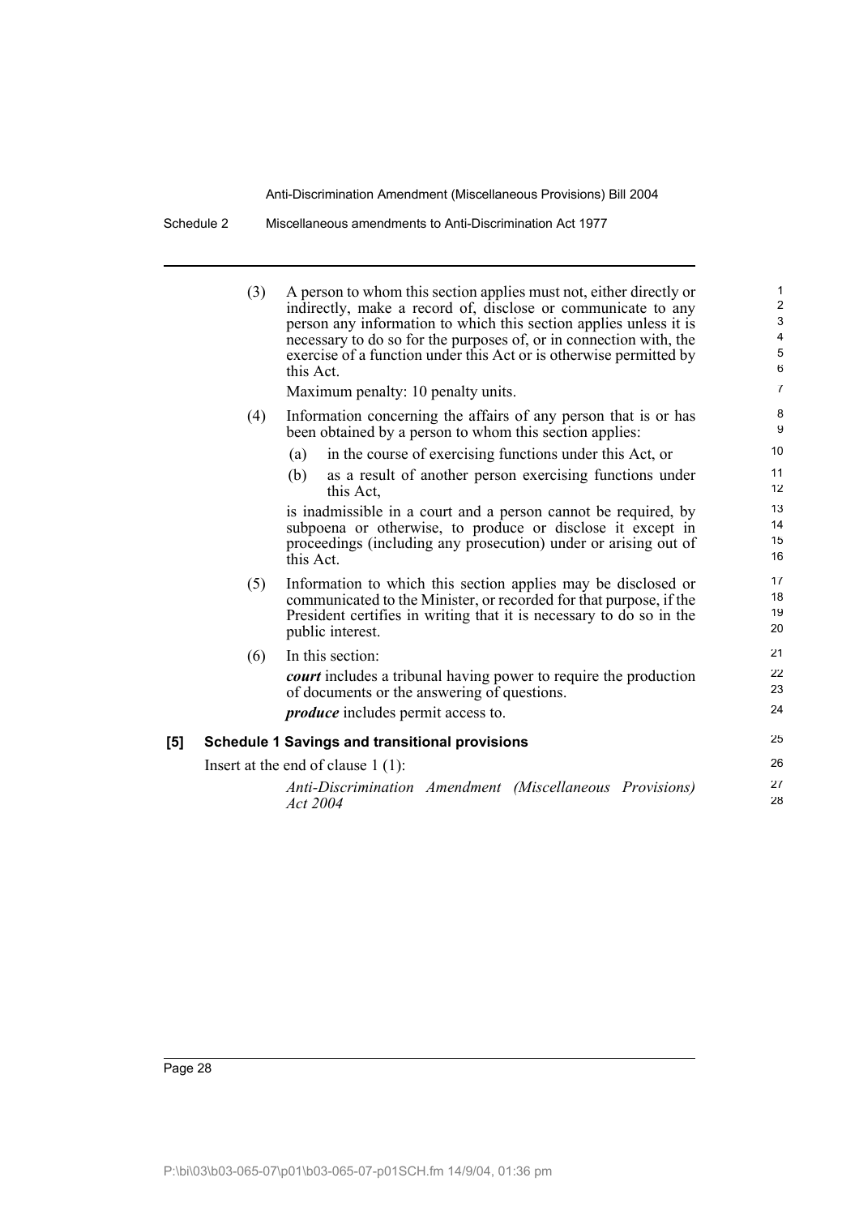(3) A person to whom this section applies must not, either directly or indirectly, make a record of, disclose or communicate to any person any information to which this section applies unless it is necessary to do so for the purposes of, or in connection with, the exercise of a function under this Act or is otherwise permitted by this Act.

Maximum penalty: 10 penalty units.

(4) Information concerning the affairs of any person that is or has been obtained by a person to whom this section applies:

(a) in the course of exercising functions under this Act, or

(b) as a result of another person exercising functions under this Act,

is inadmissible in a court and a person cannot be required, by subpoena or otherwise, to produce or disclose it except in proceedings (including any prosecution) under or arising out of this Act.

(5) Information to which this section applies may be disclosed or communicated to the Minister, or recorded for that purpose, if the President certifies in writing that it is necessary to do so in the public interest.

(6) In this section:

***court*** includes a tribunal having power to require the production of documents or the answering of questions.

***produce*** includes permit access to.

**[5] Schedule 1 Savings and transitional provisions**

Insert at the end of clause 1 (1):

*Anti-Discrimination Amendment (Miscellaneous Provisions) Act 2004*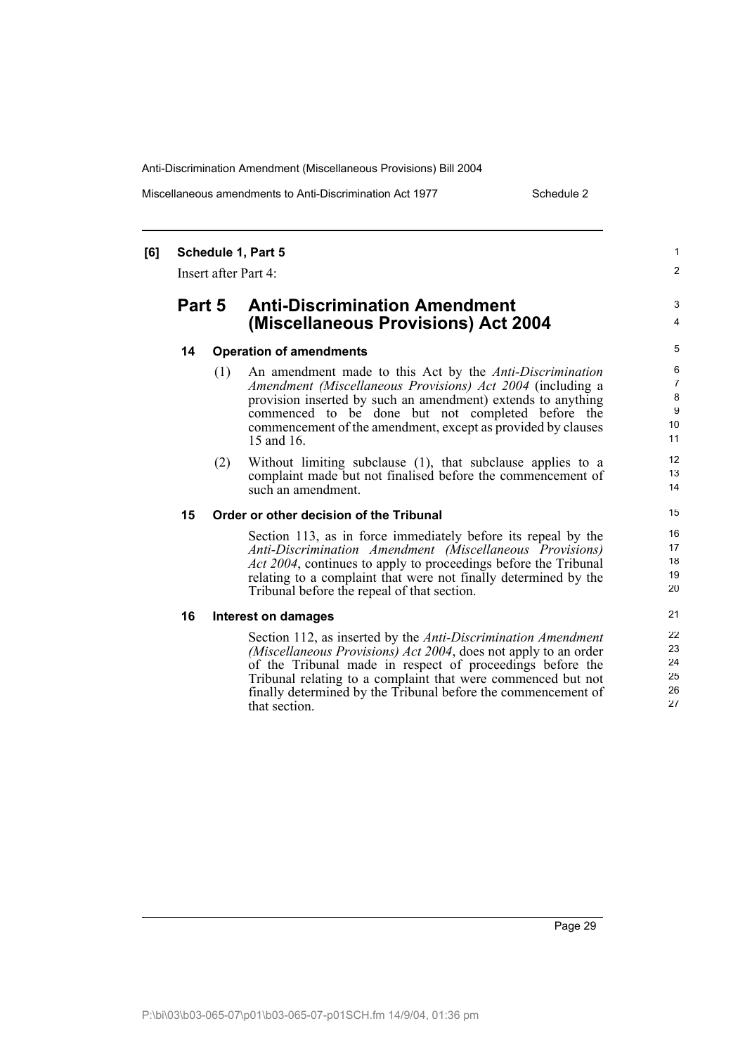**[6] Schedule 1, Part 5**

Insert after Part 4:

## Part 5 Anti-Discrimination Amendment (Miscellaneous Provisions) Act 2004

### 14 Operation of amendments

(1) An amendment made to this Act by the *Anti-Discrimination Amendment (Miscellaneous Provisions) Act 2004* (including a provision inserted by such an amendment) extends to anything commenced to be done but not completed before the commencement of the amendment, except as provided by clauses 15 and 16.

(2) Without limiting subclause (1), that subclause applies to a complaint made but not finalised before the commencement of such an amendment.

### 15 Order or other decision of the Tribunal

Section 113, as in force immediately before its repeal by the *Anti-Discrimination Amendment (Miscellaneous Provisions) Act 2004*, continues to apply to proceedings before the Tribunal relating to a complaint that were not finally determined by the Tribunal before the repeal of that section.

### 16 Interest on damages

Section 112, as inserted by the *Anti-Discrimination Amendment (Miscellaneous Provisions) Act 2004*, does not apply to an order of the Tribunal made in respect of proceedings before the Tribunal relating to a complaint that were commenced but not finally determined by the Tribunal before the commencement of that section.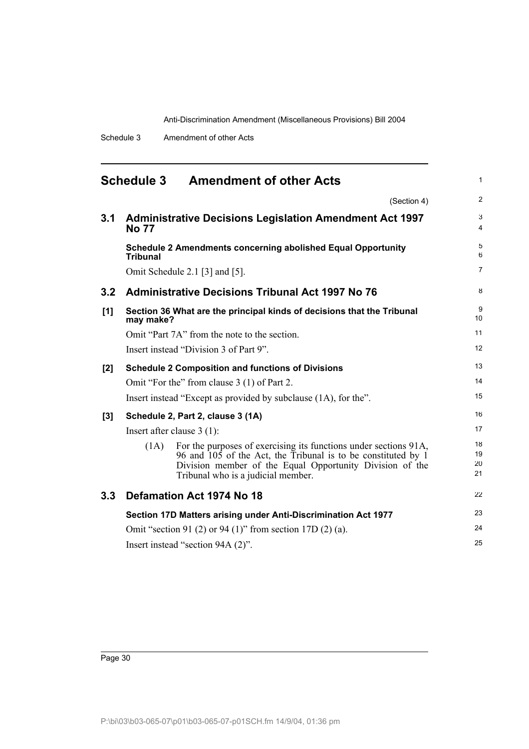## Schedule 3 Amendment of other Acts

(Section 4)

### 3.1 Administrative Decisions Legislation Amendment Act 1997 No 77

**Schedule 2 Amendments concerning abolished Equal Opportunity Tribunal**

Omit Schedule 2.1 [3] and [5].

### 3.2 Administrative Decisions Tribunal Act 1997 No 76

**[1] Section 36 What are the principal kinds of decisions that the Tribunal may make?**

Omit "Part 7A" from the note to the section.

Insert instead "Division 3 of Part 9".

**[2] Schedule 2 Composition and functions of Divisions**

Omit "For the" from clause 3 (1) of Part 2.

Insert instead "Except as provided by subclause (1A), for the".

**[3] Schedule 2, Part 2, clause 3 (1A)**

Insert after clause 3 (1):

(1A) For the purposes of exercising its functions under sections 91A, 96 and 105 of the Act, the Tribunal is to be constituted by 1 Division member of the Equal Opportunity Division of the Tribunal who is a judicial member.

### 3.3 Defamation Act 1974 No 18

**Section 17D Matters arising under Anti-Discrimination Act 1977**

Omit "section 91 (2) or 94 (1)" from section 17D (2) (a).

Insert instead "section 94A (2)".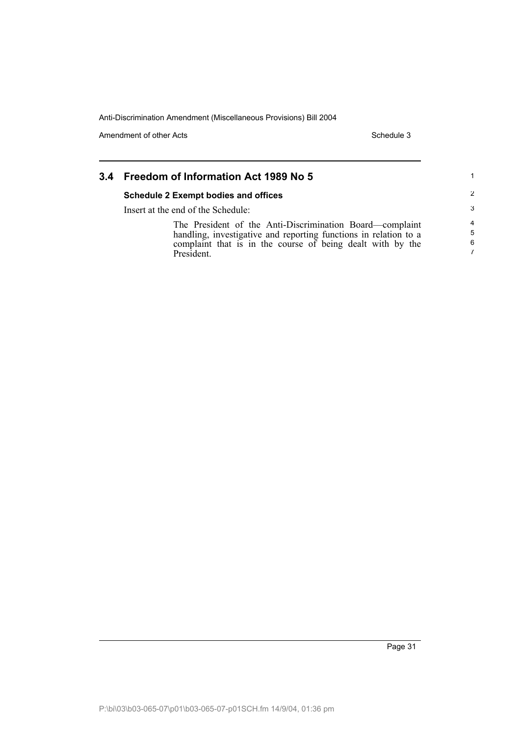## 3.4 Freedom of Information Act 1989 No 5

### Schedule 2 Exempt bodies and offices

Insert at the end of the Schedule:

> The President of the Anti-Discrimination Board—complaint handling, investigative and reporting functions in relation to a complaint that is in the course of being dealt with by the President.